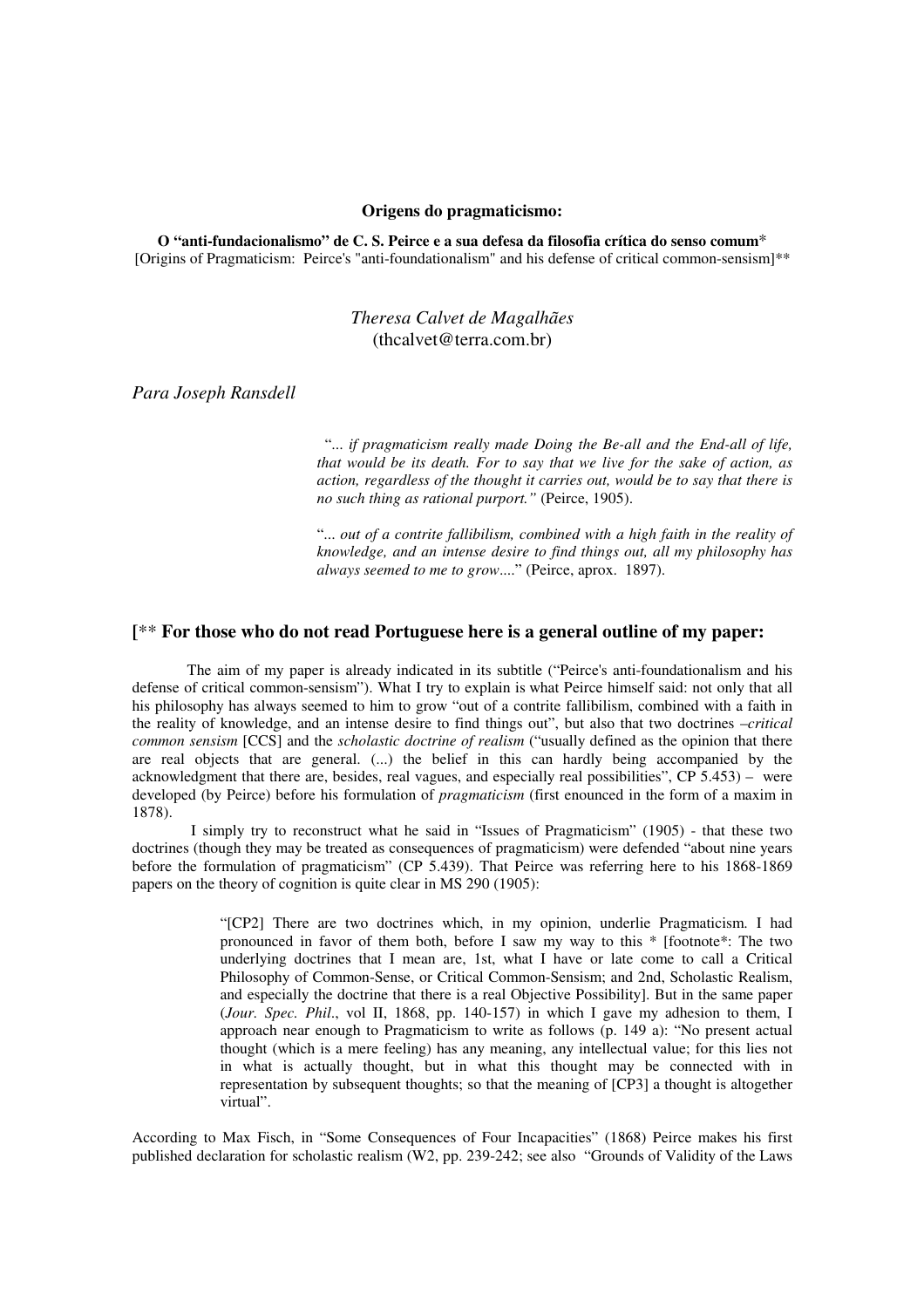**Origens do pragmaticismo:**

**O "anti-fundacionalismo" de C. S. Peirce e a sua defesa da filosofia crítica do senso comum***
[Origins of Pragmaticism: Peirce's "anti-foundationalism" and his defense of critical common-sensism]**

*Theresa Calvet de Magalhães*
(thcalvet@terra.com.br)

*Para Joseph Ransdell*

> "*... if pragmaticism really made Doing the Be-all and the End-all of life, that would be its death. For to say that we live for the sake of action, as action, regardless of the thought it carries out, would be to say that there is no such thing as rational purport."* (Peirce, 1905).
>
> "*... out of a contrite fallibilism, combined with a high faith in the reality of knowledge, and an intense desire to find things out, all my philosophy has always seemed to me to grow....*" (Peirce, aprox. 1897).

**[** **For those who do not read Portuguese here is a general outline of my paper:**

The aim of my paper is already indicated in its subtitle ("Peirce's anti-foundationalism and his defense of critical common-sensism"). What I try to explain is what Peirce himself said: not only that all his philosophy has always seemed to him to grow "out of a contrite fallibilism, combined with a faith in the reality of knowledge, and an intense desire to find things out", but also that two doctrines –*critical common sensism* [CCS] and the *scholastic doctrine of realism* ("usually defined as the opinion that there are real objects that are general. (...) the belief in this can hardly being accompanied by the acknowledgment that there are, besides, real vagues, and especially real possibilities", CP 5.453) – were developed (by Peirce) before his formulation of *pragmaticism* (first enounced in the form of a maxim in 1878).

I simply try to reconstruct what he said in "Issues of Pragmaticism" (1905) - that these two doctrines (though they may be treated as consequences of pragmaticism) were defended "about nine years before the formulation of pragmaticism" (CP 5.439). That Peirce was referring here to his 1868-1869 papers on the theory of cognition is quite clear in MS 290 (1905):

> "[CP2] There are two doctrines which, in my opinion, underlie Pragmaticism. I had pronounced in favor of them both, before I saw my way to this * [footnote*: The two underlying doctrines that I mean are, 1st, what I have or late come to call a Critical Philosophy of Common-Sense, or Critical Common-Sensism; and 2nd, Scholastic Realism, and especially the doctrine that there is a real Objective Possibility]. But in the same paper (*Jour. Spec. Phil*., vol II, 1868, pp. 140-157) in which I gave my adhesion to them, I approach near enough to Pragmaticism to write as follows (p. 149 a): "No present actual thought (which is a mere feeling) has any meaning, any intellectual value; for this lies not in what is actually thought, but in what this thought may be connected with in representation by subsequent thoughts; so that the meaning of [CP3] a thought is altogether virtual".

According to Max Fisch, in "Some Consequences of Four Incapacities" (1868) Peirce makes his first published declaration for scholastic realism (W2, pp. 239-242; see also "Grounds of Validity of the Laws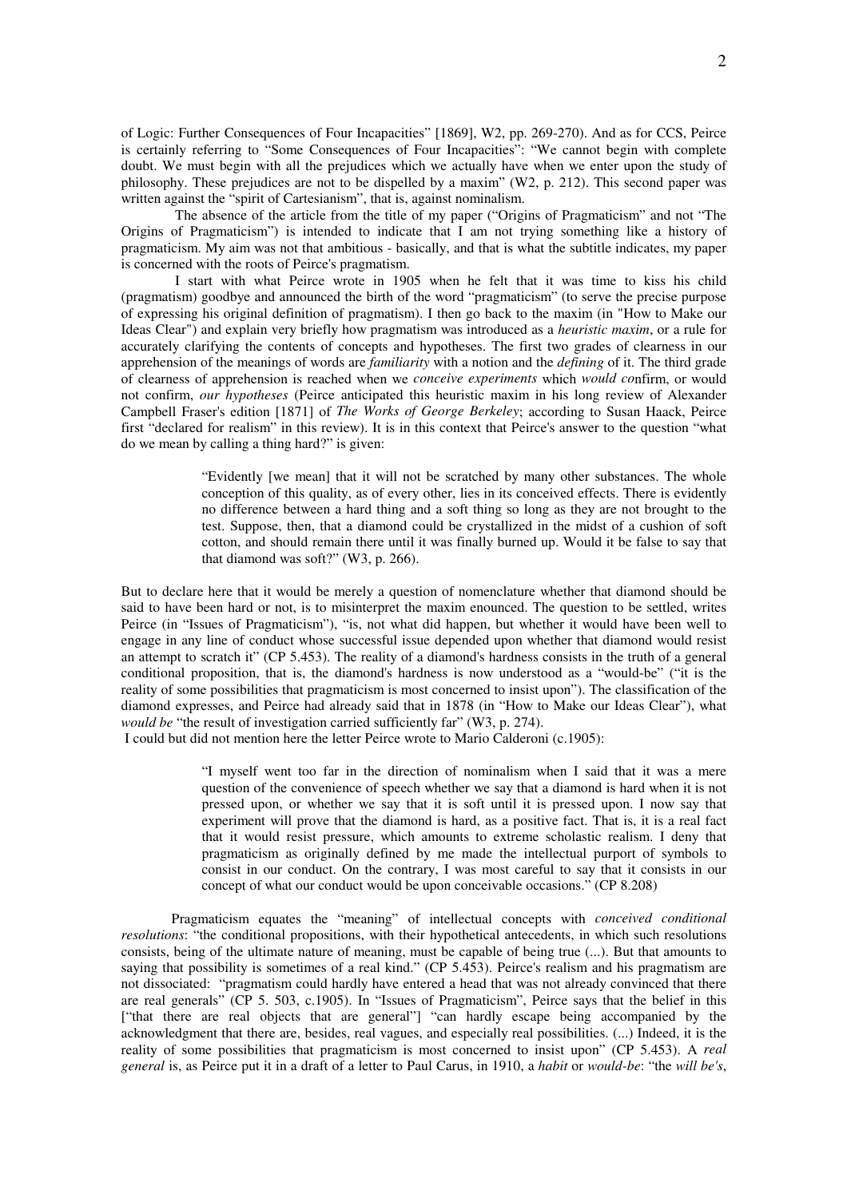of Logic: Further Consequences of Four Incapacities" [1869], W2, pp. 269-270). And as for CCS, Peirce is certainly referring to "Some Consequences of Four Incapacities": "We cannot begin with complete doubt. We must begin with all the prejudices which we actually have when we enter upon the study of philosophy. These prejudices are not to be dispelled by a maxim" (W2, p. 212). This second paper was written against the "spirit of Cartesianism", that is, against nominalism.

The absence of the article from the title of my paper ("Origins of Pragmaticism" and not "The Origins of Pragmaticism") is intended to indicate that I am not trying something like a history of pragmaticism. My aim was not that ambitious - basically, and that is what the subtitle indicates, my paper is concerned with the roots of Peirce's pragmatism.

I start with what Peirce wrote in 1905 when he felt that it was time to kiss his child (pragmatism) goodbye and announced the birth of the word "pragmaticism" (to serve the precise purpose of expressing his original definition of pragmatism). I then go back to the maxim (in "How to Make our Ideas Clear") and explain very briefly how pragmatism was introduced as a *heuristic maxim*, or a rule for accurately clarifying the contents of concepts and hypotheses. The first two grades of clearness in our apprehension of the meanings of words are *familiarity* with a notion and the *defining* of it. The third grade of clearness of apprehension is reached when we *conceive experiments* which *would co*nfirm, or would not confirm, *our hypotheses* (Peirce anticipated this heuristic maxim in his long review of Alexander Campbell Fraser's edition [1871] of *The Works of George Berkeley*; according to Susan Haack, Peirce first "declared for realism" in this review). It is in this context that Peirce's answer to the question "what do we mean by calling a thing hard?" is given:

> "Evidently [we mean] that it will not be scratched by many other substances. The whole conception of this quality, as of every other, lies in its conceived effects. There is evidently no difference between a hard thing and a soft thing so long as they are not brought to the test. Suppose, then, that a diamond could be crystallized in the midst of a cushion of soft cotton, and should remain there until it was finally burned up. Would it be false to say that that diamond was soft?" (W3, p. 266).

But to declare here that it would be merely a question of nomenclature whether that diamond should be said to have been hard or not, is to misinterpret the maxim enounced. The question to be settled, writes Peirce (in "Issues of Pragmaticism"), "is, not what did happen, but whether it would have been well to engage in any line of conduct whose successful issue depended upon whether that diamond would resist an attempt to scratch it" (CP 5.453). The reality of a diamond's hardness consists in the truth of a general conditional proposition, that is, the diamond's hardness is now understood as a "would-be" ("it is the reality of some possibilities that pragmaticism is most concerned to insist upon"). The classification of the diamond expresses, and Peirce had already said that in 1878 (in "How to Make our Ideas Clear"), what *would be* "the result of investigation carried sufficiently far" (W3, p. 274).

I could but did not mention here the letter Peirce wrote to Mario Calderoni (c.1905):

> "I myself went too far in the direction of nominalism when I said that it was a mere question of the convenience of speech whether we say that a diamond is hard when it is not pressed upon, or whether we say that it is soft until it is pressed upon. I now say that experiment will prove that the diamond is hard, as a positive fact. That is, it is a real fact that it would resist pressure, which amounts to extreme scholastic realism. I deny that pragmaticism as originally defined by me made the intellectual purport of symbols to consist in our conduct. On the contrary, I was most careful to say that it consists in our concept of what our conduct would be upon conceivable occasions." (CP 8.208)

Pragmaticism equates the "meaning" of intellectual concepts with *conceived conditional resolutions*: "the conditional propositions, with their hypothetical antecedents, in which such resolutions consists, being of the ultimate nature of meaning, must be capable of being true (...). But that amounts to saying that possibility is sometimes of a real kind." (CP 5.453). Peirce's realism and his pragmatism are not dissociated: "pragmatism could hardly have entered a head that was not already convinced that there are real generals" (CP 5. 503, c.1905). In "Issues of Pragmaticism", Peirce says that the belief in this ["that there are real objects that are general"] "can hardly escape being accompanied by the acknowledgment that there are, besides, real vagues, and especially real possibilities. (...) Indeed, it is the reality of some possibilities that pragmaticism is most concerned to insist upon" (CP 5.453). A *real general* is, as Peirce put it in a draft of a letter to Paul Carus, in 1910, a *habit* or *would-be*: "the *will be's*,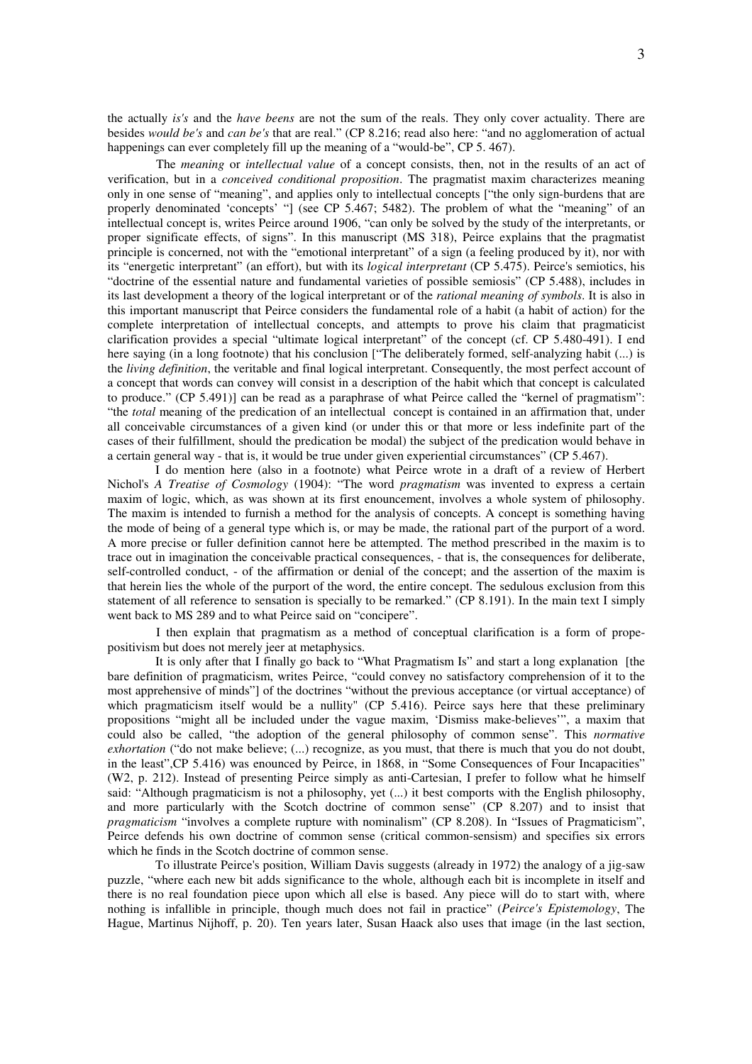the actually *is's* and the *have beens* are not the sum of the reals. They only cover actuality. There are besides *would be's* and *can be's* that are real." (CP 8.216; read also here: "and no agglomeration of actual happenings can ever completely fill up the meaning of a "would-be", CP 5. 467).

The *meaning* or *intellectual value* of a concept consists, then, not in the results of an act of verification, but in a *conceived conditional proposition*. The pragmatist maxim characterizes meaning only in one sense of "meaning", and applies only to intellectual concepts ["the only sign-burdens that are properly denominated 'concepts' "] (see CP 5.467; 5482). The problem of what the "meaning" of an intellectual concept is, writes Peirce around 1906, "can only be solved by the study of the interpretants, or proper significate effects, of signs". In this manuscript (MS 318), Peirce explains that the pragmatist principle is concerned, not with the "emotional interpretant" of a sign (a feeling produced by it), nor with its "energetic interpretant" (an effort), but with its *logical interpretant* (CP 5.475). Peirce's semiotics, his "doctrine of the essential nature and fundamental varieties of possible semiosis" (CP 5.488), includes in its last development a theory of the logical interpretant or of the *rational meaning of symbols*. It is also in this important manuscript that Peirce considers the fundamental role of a habit (a habit of action) for the complete interpretation of intellectual concepts, and attempts to prove his claim that pragmaticist clarification provides a special "ultimate logical interpretant" of the concept (cf. CP 5.480-491). I end here saying (in a long footnote) that his conclusion ["The deliberately formed, self-analyzing habit (...) is the *living definition*, the veritable and final logical interpretant. Consequently, the most perfect account of a concept that words can convey will consist in a description of the habit which that concept is calculated to produce." (CP 5.491)] can be read as a paraphrase of what Peirce called the "kernel of pragmatism": "the *total* meaning of the predication of an intellectual concept is contained in an affirmation that, under all conceivable circumstances of a given kind (or under this or that more or less indefinite part of the cases of their fulfillment, should the predication be modal) the subject of the predication would behave in a certain general way - that is, it would be true under given experiential circumstances" (CP 5.467).

I do mention here (also in a footnote) what Peirce wrote in a draft of a review of Herbert Nichol's *A Treatise of Cosmology* (1904): "The word *pragmatism* was invented to express a certain maxim of logic, which, as was shown at its first enouncement, involves a whole system of philosophy. The maxim is intended to furnish a method for the analysis of concepts. A concept is something having the mode of being of a general type which is, or may be made, the rational part of the purport of a word. A more precise or fuller definition cannot here be attempted. The method prescribed in the maxim is to trace out in imagination the conceivable practical consequences, - that is, the consequences for deliberate, self-controlled conduct, - of the affirmation or denial of the concept; and the assertion of the maxim is that herein lies the whole of the purport of the word, the entire concept. The sedulous exclusion from this statement of all reference to sensation is specially to be remarked." (CP 8.191). In the main text I simply went back to MS 289 and to what Peirce said on "concipere".

I then explain that pragmatism as a method of conceptual clarification is a form of prope-positivism but does not merely jeer at metaphysics.

It is only after that I finally go back to "What Pragmatism Is" and start a long explanation [the bare definition of pragmaticism, writes Peirce, "could convey no satisfactory comprehension of it to the most apprehensive of minds"] of the doctrines "without the previous acceptance (or virtual acceptance) of which pragmaticism itself would be a nullity" (CP 5.416). Peirce says here that these preliminary propositions "might all be included under the vague maxim, 'Dismiss make-believes'", a maxim that could also be called, "the adoption of the general philosophy of common sense". This *normative exhortation* ("do not make believe; (...) recognize, as you must, that there is much that you do not doubt, in the least",CP 5.416) was enounced by Peirce, in 1868, in "Some Consequences of Four Incapacities" (W2, p. 212). Instead of presenting Peirce simply as anti-Cartesian, I prefer to follow what he himself said: "Although pragmaticism is not a philosophy, yet (...) it best comports with the English philosophy, and more particularly with the Scotch doctrine of common sense" (CP 8.207) and to insist that *pragmaticism* "involves a complete rupture with nominalism" (CP 8.208). In "Issues of Pragmaticism", Peirce defends his own doctrine of common sense (critical common-sensism) and specifies six errors which he finds in the Scotch doctrine of common sense.

To illustrate Peirce's position, William Davis suggests (already in 1972) the analogy of a jig-saw puzzle, "where each new bit adds significance to the whole, although each bit is incomplete in itself and there is no real foundation piece upon which all else is based. Any piece will do to start with, where nothing is infallible in principle, though much does not fail in practice" (*Peirce's Epistemology*, The Hague, Martinus Nijhoff, p. 20). Ten years later, Susan Haack also uses that image (in the last section,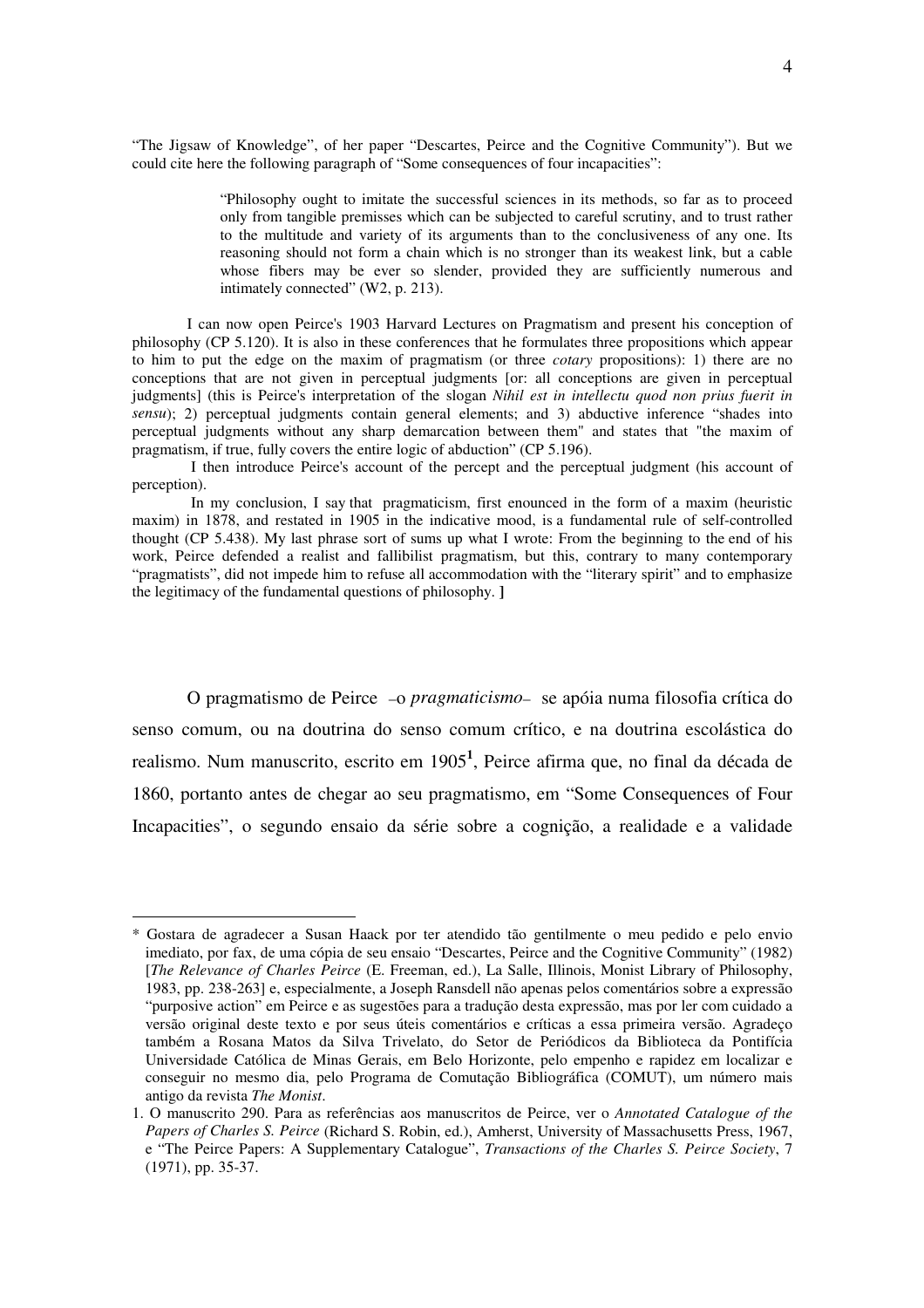"The Jigsaw of Knowledge", of her paper "Descartes, Peirce and the Cognitive Community"). But we could cite here the following paragraph of "Some consequences of four incapacities":

> "Philosophy ought to imitate the successful sciences in its methods, so far as to proceed only from tangible premisses which can be subjected to careful scrutiny, and to trust rather to the multitude and variety of its arguments than to the conclusiveness of any one. Its reasoning should not form a chain which is no stronger than its weakest link, but a cable whose fibers may be ever so slender, provided they are sufficiently numerous and intimately connected" (W2, p. 213).

I can now open Peirce's 1903 Harvard Lectures on Pragmatism and present his conception of philosophy (CP 5.120). It is also in these conferences that he formulates three propositions which appear to him to put the edge on the maxim of pragmatism (or three *cotary* propositions): 1) there are no conceptions that are not given in perceptual judgments [or: all conceptions are given in perceptual judgments] (this is Peirce's interpretation of the slogan *Nihil est in intellectu quod non prius fuerit in sensu*); 2) perceptual judgments contain general elements; and 3) abductive inference "shades into perceptual judgments without any sharp demarcation between them" and states that "the maxim of pragmatism, if true, fully covers the entire logic of abduction" (CP 5.196).

I then introduce Peirce's account of the percept and the perceptual judgment (his account of perception).

In my conclusion, I say that pragmaticism, first enounced in the form of a maxim (heuristic maxim) in 1878, and restated in 1905 in the indicative mood, is a fundamental rule of self-controlled thought (CP 5.438). My last phrase sort of sums up what I wrote: From the beginning to the end of his work, Peirce defended a realist and fallibilist pragmatism, but this, contrary to many contemporary "pragmatists", did not impede him to refuse all accommodation with the "literary spirit" and to emphasize the legitimacy of the fundamental questions of philosophy. **]**

O pragmatismo de Peirce –o *pragmaticismo*– se apóia numa filosofia crítica do senso comum, ou na doutrina do senso comum crítico, e na doutrina escolástica do realismo. Num manuscrito, escrito em 1905[1], Peirce afirma que, no final da década de 1860, portanto antes de chegar ao seu pragmatismo, em "Some Consequences of Four Incapacities", o segundo ensaio da série sobre a cognição, a realidade e a validade

---

\* Gostara de agradecer a Susan Haack por ter atendido tão gentilmente o meu pedido e pelo envio imediato, por fax, de uma cópia de seu ensaio "Descartes, Peirce and the Cognitive Community" (1982) [*The Relevance of Charles Peirce* (E. Freeman, ed.), La Salle, Illinois, Monist Library of Philosophy, 1983, pp. 238-263] e, especialmente, a Joseph Ransdell não apenas pelos comentários sobre a expressão "purposive action" em Peirce e as sugestões para a tradução desta expressão, mas por ler com cuidado a versão original deste texto e por seus úteis comentários e críticas a essa primeira versão. Agradeço também a Rosana Matos da Silva Trivelato, do Setor de Periódicos da Biblioteca da Pontifícia Universidade Católica de Minas Gerais, em Belo Horizonte, pelo empenho e rapidez em localizar e conseguir no mesmo dia, pelo Programa de Comutação Bibliográfica (COMUT), um número mais antigo da revista *The Monist*.

1. O manuscrito 290. Para as referências aos manuscritos de Peirce, ver o *Annotated Catalogue of the Papers of Charles S. Peirce* (Richard S. Robin, ed.), Amherst, University of Massachusetts Press, 1967, e "The Peirce Papers: A Supplementary Catalogue", *Transactions of the Charles S. Peirce Society*, 7 (1971), pp. 35-37.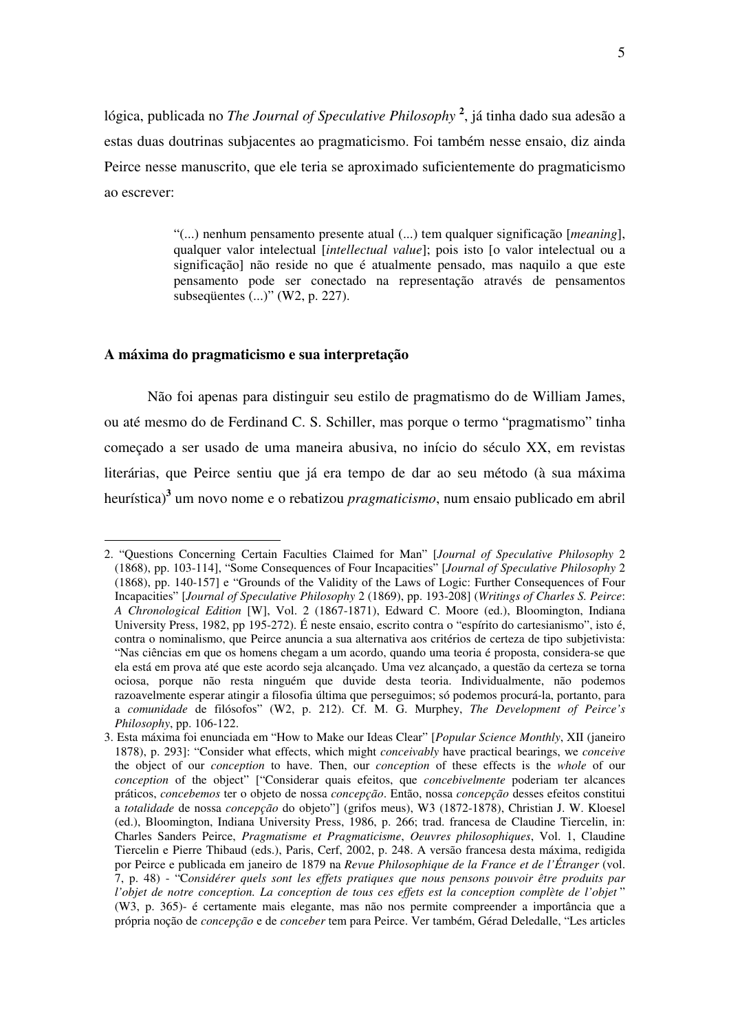lógica, publicada no *The Journal of Speculative Philosophy* [2], já tinha dado sua adesão a estas duas doutrinas subjacentes ao pragmaticismo. Foi também nesse ensaio, diz ainda Peirce nesse manuscrito, que ele teria se aproximado suficientemente do pragmaticismo ao escrever:

> "(...) nenhum pensamento presente atual (...) tem qualquer significação [*meaning*], qualquer valor intelectual [*intellectual value*]; pois isto [o valor intelectual ou a significação] não reside no que é atualmente pensado, mas naquilo a que este pensamento pode ser conectado na representação através de pensamentos subseqüentes (...)" (W2, p. 227).

### A máxima do pragmaticismo e sua interpretação

Não foi apenas para distinguir seu estilo de pragmatismo do de William James, ou até mesmo do de Ferdinand C. S. Schiller, mas porque o termo "pragmatismo" tinha começado a ser usado de uma maneira abusiva, no início do século XX, em revistas literárias, que Peirce sentiu que já era tempo de dar ao seu método (à sua máxima heurística)[3] um novo nome e o rebatizou *pragmaticismo*, num ensaio publicado em abril

---

2. "Questions Concerning Certain Faculties Claimed for Man" [*Journal of Speculative Philosophy* 2 (1868), pp. 103-114], "Some Consequences of Four Incapacities" [*Journal of Speculative Philosophy* 2 (1868), pp. 140-157] e "Grounds of the Validity of the Laws of Logic: Further Consequences of Four Incapacities" [*Journal of Speculative Philosophy* 2 (1869), pp. 193-208] (*Writings of Charles S. Peirce*: *A Chronological Edition* [W], Vol. 2 (1867-1871), Edward C. Moore (ed.), Bloomington, Indiana University Press, 1982, pp 195-272). É neste ensaio, escrito contra o "espírito do cartesianismo", isto é, contra o nominalismo, que Peirce anuncia a sua alternativa aos critérios de certeza de tipo subjetivista: "Nas ciências em que os homens chegam a um acordo, quando uma teoria é proposta, considera-se que ela está em prova até que este acordo seja alcançado. Uma vez alcançado, a questão da certeza se torna ociosa, porque não resta ninguém que duvide desta teoria. Individualmente, não podemos razoavelmente esperar atingir a filosofia última que perseguimos; só podemos procurá-la, portanto, para a *comunidade* de filósofos" (W2, p. 212). Cf. M. G. Murphey, *The Development of Peirce's Philosophy*, pp. 106-122.

3. Esta máxima foi enunciada em "How to Make our Ideas Clear" [*Popular Science Monthly*, XII (janeiro 1878), p. 293]: "Consider what effects, which might *conceivably* have practical bearings, we *conceive* the object of our *conception* to have. Then, our *conception* of these effects is the *whole* of our *conception* of the object" ["Considerar quais efeitos, que *concebivelmente* poderiam ter alcances práticos, *concebemos* ter o objeto de nossa *concepção*. Então, nossa *concepção* desses efeitos constitui a *totalidade* de nossa *concepção* do objeto"] (grifos meus), W3 (1872-1878), Christian J. W. Kloesel (ed.), Bloomington, Indiana University Press, 1986, p. 266; trad. francesa de Claudine Tiercelin, in: Charles Sanders Peirce, *Pragmatisme et Pragmaticisme*, *Oeuvres philosophiques*, Vol. 1, Claudine Tiercelin e Pierre Thibaud (eds.), Paris, Cerf, 2002, p. 248. A versão francesa desta máxima, redigida por Peirce e publicada em janeiro de 1879 na *Revue Philosophique de la France et de l'Étranger* (vol. 7, p. 48) - "*Considérer quels sont les effets pratiques que nous pensons pouvoir être produits par l'objet de notre conception. La conception de tous ces effets est la conception complète de l'objet*" (W3, p. 365)- é certamente mais elegante, mas não nos permite compreender a importância que a própria noção de *concepção* e de *conceber* tem para Peirce. Ver também, Gérad Deledalle, "Les articles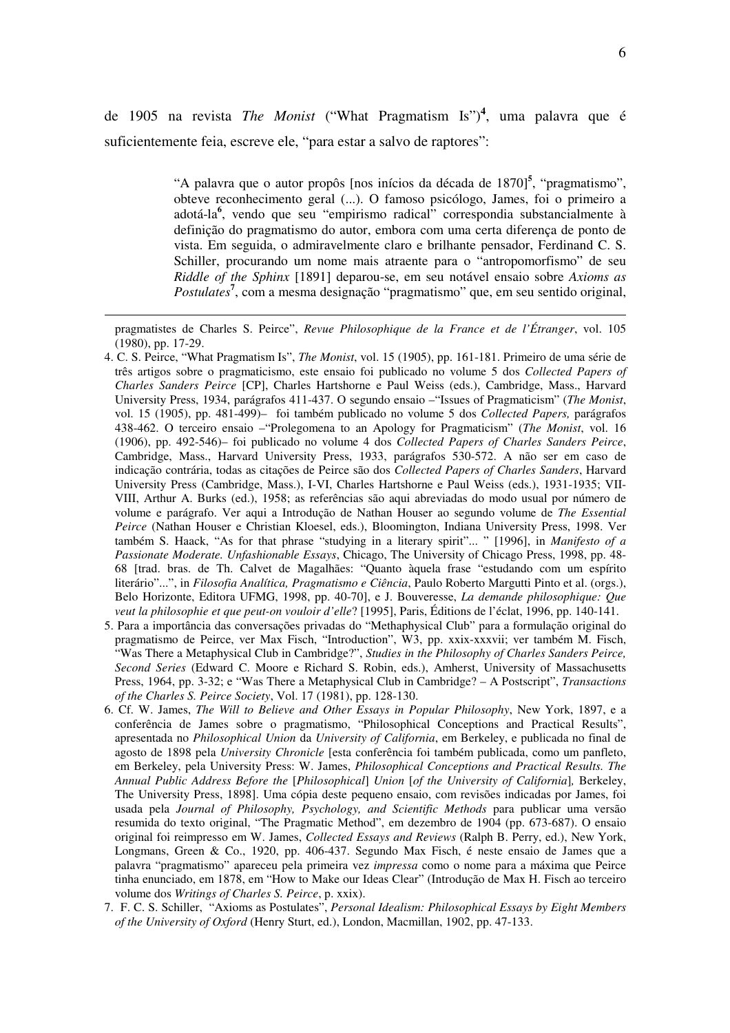de 1905 na revista *The Monist* ("What Pragmatism Is")[4], uma palavra que é suficientemente feia, escreve ele, "para estar a salvo de raptores":

> "A palavra que o autor propôs [nos inícios da década de 1870][5], "pragmatismo", obteve reconhecimento geral (...). O famoso psicólogo, James, foi o primeiro a adotá-la[6], vendo que seu "empirismo radical" correspondia substancialmente à definição do pragmatismo do autor, embora com uma certa diferença de ponto de vista. Em seguida, o admiravelmente claro e brilhante pensador, Ferdinand C. S. Schiller, procurando um nome mais atraente para o "antropomorfismo" de seu *Riddle of the Sphinx* [1891] deparou-se, em seu notável ensaio sobre *Axioms as Postulates*[7], com a mesma designação "pragmatismo" que, em seu sentido original,

---

pragmatistes de Charles S. Peirce", *Revue Philosophique de la France et de l'Étranger*, vol. 105 (1980), pp. 17-29.

4. C. S. Peirce, "What Pragmatism Is", *The Monist*, vol. 15 (1905), pp. 161-181. Primeiro de uma série de três artigos sobre o pragmaticismo, este ensaio foi publicado no volume 5 dos *Collected Papers of Charles Sanders Peirce* [CP], Charles Hartshorne e Paul Weiss (eds.), Cambridge, Mass., Harvard University Press, 1934, parágrafos 411-437. O segundo ensaio –"Issues of Pragmaticism" (*The Monist*, vol. 15 (1905), pp. 481-499)– foi também publicado no volume 5 dos *Collected Papers,* parágrafos 438-462. O terceiro ensaio –"Prolegomena to an Apology for Pragmaticism" (*The Monist*, vol. 16 (1906), pp. 492-546)– foi publicado no volume 4 dos *Collected Papers of Charles Sanders Peirce*, Cambridge, Mass., Harvard University Press, 1933, parágrafos 530-572. A não ser em caso de indicação contrária, todas as citações de Peirce são dos *Collected Papers of Charles Sanders*, Harvard University Press (Cambridge, Mass.), I-VI, Charles Hartshorne e Paul Weiss (eds.), 1931-1935; VII-VIII, Arthur A. Burks (ed.), 1958; as referências são aqui abreviadas do modo usual por número de volume e parágrafo. Ver aqui a Introdução de Nathan Houser ao segundo volume de *The Essential Peirce* (Nathan Houser e Christian Kloesel, eds.), Bloomington, Indiana University Press, 1998. Ver também S. Haack, "As for that phrase "studying in a literary spirit"... " [1996], in *Manifesto of a Passionate Moderate. Unfashionable Essays*, Chicago, The University of Chicago Press, 1998, pp. 48-68 [trad. bras. de Th. Calvet de Magalhães: "Quanto àquela frase "estudando com um espírito literário"...", in *Filosofia Analítica, Pragmatismo e Ciência*, Paulo Roberto Margutti Pinto et al. (orgs.), Belo Horizonte, Editora UFMG, 1998, pp. 40-70], e J. Bouveresse, *La demande philosophique: Que veut la philosophie et que peut-on vouloir d'elle*? [1995], Paris, Éditions de l'éclat, 1996, pp. 140-141.
5. Para a importância das conversações privadas do "Methaphysical Club" para a formulação original do pragmatismo de Peirce, ver Max Fisch, "Introduction", W3, pp. xxix-xxxvii; ver também M. Fisch, "Was There a Metaphysical Club in Cambridge?", *Studies in the Philosophy of Charles Sanders Peirce, Second Series* (Edward C. Moore e Richard S. Robin, eds.), Amherst, University of Massachusetts Press, 1964, pp. 3-32; e "Was There a Metaphysical Club in Cambridge? – A Postscript", *Transactions of the Charles S. Peirce Society*, Vol. 17 (1981), pp. 128-130.
6. Cf. W. James, *The Will to Believe and Other Essays in Popular Philosophy*, New York, 1897, e a conferência de James sobre o pragmatismo, "Philosophical Conceptions and Practical Results", apresentada no *Philosophical Union* da *University of California*, em Berkeley, e publicada no final de agosto de 1898 pela *University Chronicle* [esta conferência foi também publicada, como um panfleto, em Berkeley, pela University Press: W. James, *Philosophical Conceptions and Practical Results. The Annual Public Address Before the* [*Philosophical*] *Union* [*of the University of California*]*,* Berkeley, The University Press, 1898]. Uma cópia deste pequeno ensaio, com revisões indicadas por James, foi usada pela *Journal of Philosophy, Psychology, and Scientific Methods* para publicar uma versão resumida do texto original, "The Pragmatic Method", em dezembro de 1904 (pp. 673-687). O ensaio original foi reimpresso em W. James, *Collected Essays and Reviews* (Ralph B. Perry, ed.), New York, Longmans, Green & Co., 1920, pp. 406-437. Segundo Max Fisch, é neste ensaio de James que a palavra "pragmatismo" apareceu pela primeira vez *impressa* como o nome para a máxima que Peirce tinha enunciado, em 1878, em "How to Make our Ideas Clear" (Introdução de Max H. Fisch ao terceiro volume dos *Writings of Charles S. Peirce*, p. xxix).
7. F. C. S. Schiller, "Axioms as Postulates", *Personal Idealism: Philosophical Essays by Eight Members of the University of Oxford* (Henry Sturt, ed.), London, Macmillan, 1902, pp. 47-133.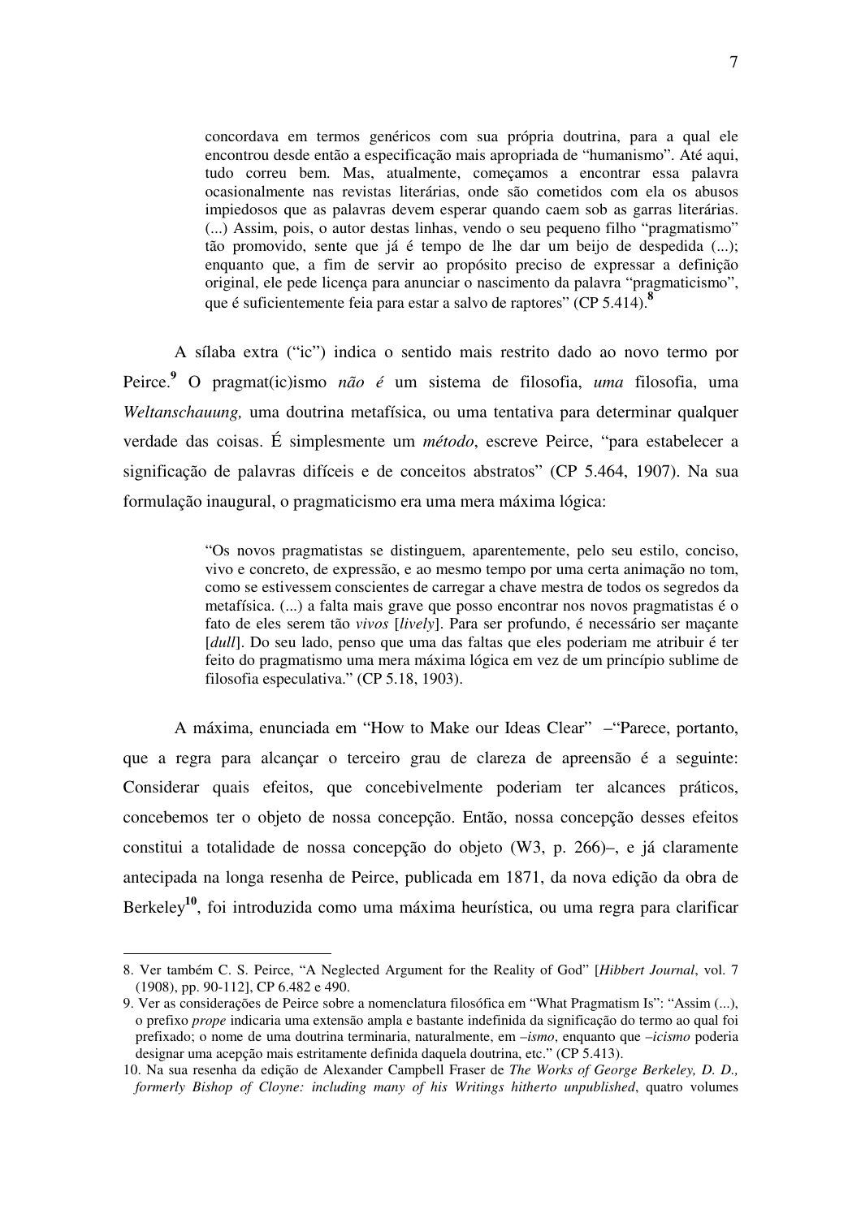> concordava em termos genéricos com sua própria doutrina, para a qual ele encontrou desde então a especificação mais apropriada de "humanismo". Até aqui, tudo correu bem. Mas, atualmente, começamos a encontrar essa palavra ocasionalmente nas revistas literárias, onde são cometidos com ela os abusos impiedosos que as palavras devem esperar quando caem sob as garras literárias. (...) Assim, pois, o autor destas linhas, vendo o seu pequeno filho "pragmatismo" tão promovido, sente que já é tempo de lhe dar um beijo de despedida (...); enquanto que, a fim de servir ao propósito preciso de expressar a definição original, ele pede licença para anunciar o nascimento da palavra "pragmaticismo", que é suficientemente feia para estar a salvo de raptores" (CP 5.414).[8]

A sílaba extra ("ic") indica o sentido mais restrito dado ao novo termo por Peirce.[9] O pragmat(ic)ismo *não é* um sistema de filosofia, *uma* filosofia, uma *Weltanschauung,* uma doutrina metafísica, ou uma tentativa para determinar qualquer verdade das coisas. É simplesmente um *método*, escreve Peirce, "para estabelecer a significação de palavras difíceis e de conceitos abstratos" (CP 5.464, 1907). Na sua formulação inaugural, o pragmaticismo era uma mera máxima lógica:

> "Os novos pragmatistas se distinguem, aparentemente, pelo seu estilo, conciso, vivo e concreto, de expressão, e ao mesmo tempo por uma certa animação no tom, como se estivessem conscientes de carregar a chave mestra de todos os segredos da metafísica. (...) a falta mais grave que posso encontrar nos novos pragmatistas é o fato de eles serem tão *vivos* [*lively*]. Para ser profundo, é necessário ser maçante [*dull*]. Do seu lado, penso que uma das faltas que eles poderiam me atribuir é ter feito do pragmatismo uma mera máxima lógica em vez de um princípio sublime de filosofia especulativa." (CP 5.18, 1903).

A máxima, enunciada em "How to Make our Ideas Clear" –"Parece, portanto, que a regra para alcançar o terceiro grau de clareza de apreensão é a seguinte: Considerar quais efeitos, que concebivelmente poderiam ter alcances práticos, concebemos ter o objeto de nossa concepção. Então, nossa concepção desses efeitos constitui a totalidade de nossa concepção do objeto (W3, p. 266)–, e já claramente antecipada na longa resenha de Peirce, publicada em 1871, da nova edição da obra de Berkeley[10], foi introduzida como uma máxima heurística, ou uma regra para clarificar

---

8. Ver também C. S. Peirce, "A Neglected Argument for the Reality of God" [*Hibbert Journal*, vol. 7 (1908), pp. 90-112], CP 6.482 e 490.

9. Ver as considerações de Peirce sobre a nomenclatura filosófica em "What Pragmatism Is": "Assim (...), o prefixo *prope* indicaria uma extensão ampla e bastante indefinida da significação do termo ao qual foi prefixado; o nome de uma doutrina terminaria, naturalmente, em *–ismo*, enquanto que *–icismo* poderia designar uma acepção mais estritamente definida daquela doutrina, etc." (CP 5.413).

10. Na sua resenha da edição de Alexander Campbell Fraser de *The Works of George Berkeley, D. D., formerly Bishop of Cloyne: including many of his Writings hitherto unpublished*, quatro volumes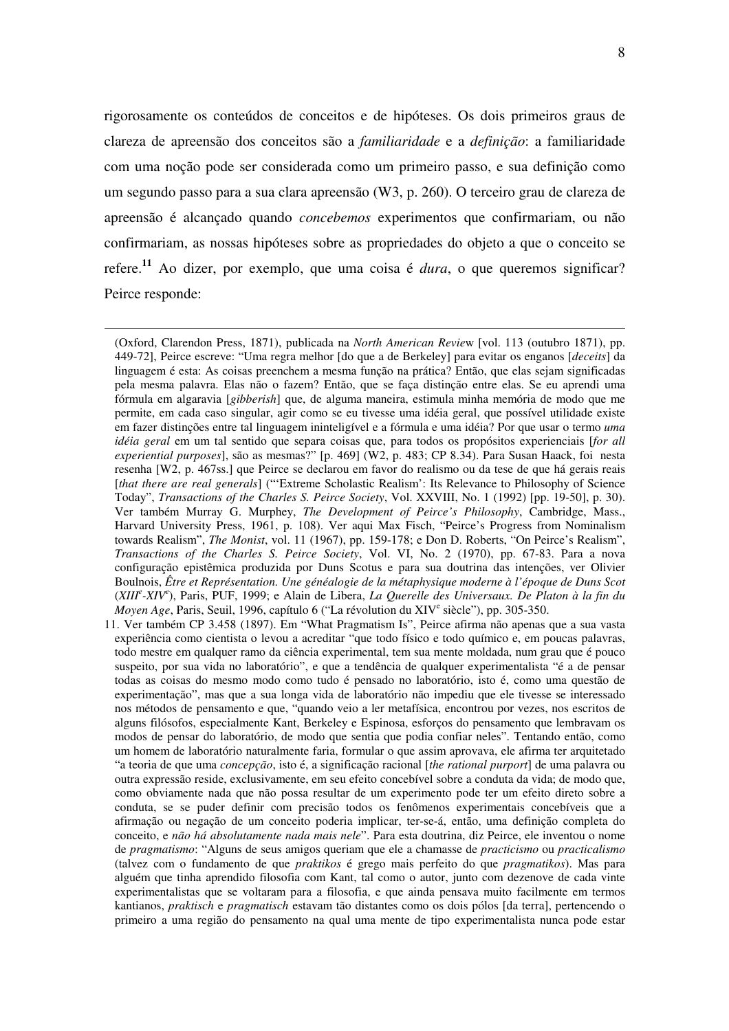rigorosamente os conteúdos de conceitos e de hipóteses. Os dois primeiros graus de clareza de apreensão dos conceitos são a *familiaridade* e a *definição*: a familiaridade com uma noção pode ser considerada como um primeiro passo, e sua definição como um segundo passo para a sua clara apreensão (W3, p. 260). O terceiro grau de clareza de apreensão é alcançado quando *concebemos* experimentos que confirmariam, ou não confirmariam, as nossas hipóteses sobre as propriedades do objeto a que o conceito se refere.[11] Ao dizer, por exemplo, que uma coisa é *dura*, o que queremos significar? Peirce responde:

---

(Oxford, Clarendon Press, 1871), publicada na *North American Review* [vol. 113 (outubro 1871), pp. 449-72], Peirce escreve: "Uma regra melhor [do que a de Berkeley] para evitar os enganos [*deceits*] da linguagem é esta: As coisas preenchem a mesma função na prática? Então, que elas sejam significadas pela mesma palavra. Elas não o fazem? Então, que se faça distinção entre elas. Se eu aprendi uma fórmula em algaravia [*gibberish*] que, de alguma maneira, estimula minha memória de modo que me permite, em cada caso singular, agir como se eu tivesse uma idéia geral, que possível utilidade existe em fazer distinções entre tal linguagem ininteligível e a fórmula e uma idéia? Por que usar o termo *uma idéia geral* em um tal sentido que separa coisas que, para todos os propósitos experienciais [*for all experiential purposes*], são as mesmas?" [p. 469] (W2, p. 483; CP 8.34). Para Susan Haack, foi nesta resenha [W2, p. 467ss.] que Peirce se declarou em favor do realismo ou da tese de que há gerais reais [*that there are real generals*] ("'Extreme Scholastic Realism': Its Relevance to Philosophy of Science Today", *Transactions of the Charles S. Peirce Society*, Vol. XXVIII, No. 1 (1992) [pp. 19-50], p. 30). Ver também Murray G. Murphey, *The Development of Peirce's Philosophy*, Cambridge, Mass., Harvard University Press, 1961, p. 108). Ver aqui Max Fisch, "Peirce's Progress from Nominalism towards Realism", *The Monist*, vol. 11 (1967), pp. 159-178; e Don D. Roberts, "On Peirce's Realism", *Transactions of the Charles S. Peirce Society*, Vol. VI, No. 2 (1970), pp. 67-83. Para a nova configuração epistêmica produzida por Duns Scotus e para sua doutrina das intenções, ver Olivier Boulnois, *Être et Représentation. Une généalogie de la métaphysique moderne à l'époque de Duns Scot* (*XIII^e-XIV^e*), Paris, PUF, 1999; e Alain de Libera, *La Querelle des Universaux. De Platon à la fin du Moyen Age*, Paris, Seuil, 1996, capítulo 6 ("La révolution du XIV^e siècle"), pp. 305-350.

11. Ver também CP 3.458 (1897). Em "What Pragmatism Is", Peirce afirma não apenas que a sua vasta experiência como cientista o levou a acreditar "que todo físico e todo químico e, em poucas palavras, todo mestre em qualquer ramo da ciência experimental, tem sua mente moldada, num grau que é pouco suspeito, por sua vida no laboratório", e que a tendência de qualquer experimentalista "é a de pensar todas as coisas do mesmo modo como tudo é pensado no laboratório, isto é, como uma questão de experimentação", mas que a sua longa vida de laboratório não impediu que ele tivesse se interessado nos métodos de pensamento e que, "quando veio a ler metafísica, encontrou por vezes, nos escritos de alguns filósofos, especialmente Kant, Berkeley e Espinosa, esforços do pensamento que lembravam os modos de pensar do laboratório, de modo que sentia que podia confiar neles". Tentando então, como um homem de laboratório naturalmente faria, formular o que assim aprovava, ele afirma ter arquitetado "a teoria de que uma *concepção*, isto é, a significação racional [*the rational purport*] de uma palavra ou outra expressão reside, exclusivamente, em seu efeito concebível sobre a conduta da vida; de modo que, como obviamente nada que não possa resultar de um experimento pode ter um efeito direto sobre a conduta, se se puder definir com precisão todos os fenômenos experimentais concebíveis que a afirmação ou negação de um conceito poderia implicar, ter-se-á, então, uma definição completa do conceito, e *não há absolutamente nada mais nele*". Para esta doutrina, diz Peirce, ele inventou o nome de *pragmatismo*: "Alguns de seus amigos queriam que ele a chamasse de *practicismo* ou *practicalismo* (talvez com o fundamento de que *praktikos* é grego mais perfeito do que *pragmatikos*). Mas para alguém que tinha aprendido filosofia com Kant, tal como o autor, junto com dezenove de cada vinte experimentalistas que se voltaram para a filosofia, e que ainda pensava muito facilmente em termos kantianos, *praktisch* e *pragmatisch* estavam tão distantes como os dois pólos [da terra], pertencendo o primeiro a uma região do pensamento na qual uma mente de tipo experimentalista nunca pode estar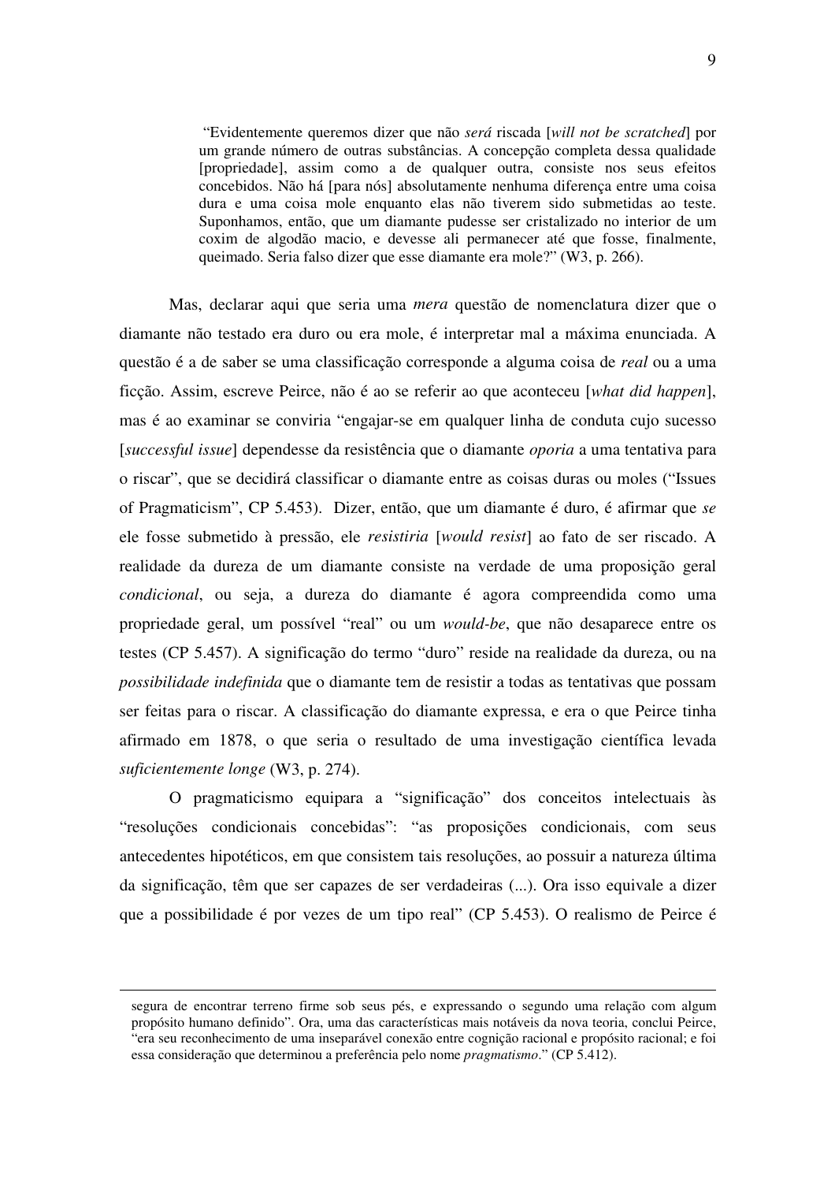> "Evidentemente queremos dizer que não *será* riscada [*will not be scratched*] por um grande número de outras substâncias. A concepção completa dessa qualidade [propriedade], assim como a de qualquer outra, consiste nos seus efeitos concebidos. Não há [para nós] absolutamente nenhuma diferença entre uma coisa dura e uma coisa mole enquanto elas não tiverem sido submetidas ao teste. Suponhamos, então, que um diamante pudesse ser cristalizado no interior de um coxim de algodão macio, e devesse ali permanecer até que fosse, finalmente, queimado. Seria falso dizer que esse diamante era mole?" (W3, p. 266).

Mas, declarar aqui que seria uma *mera* questão de nomenclatura dizer que o diamante não testado era duro ou era mole, é interpretar mal a máxima enunciada. A questão é a de saber se uma classificação corresponde a alguma coisa de *real* ou a uma ficção. Assim, escreve Peirce, não é ao se referir ao que aconteceu [*what did happen*], mas é ao examinar se conviria "engajar-se em qualquer linha de conduta cujo sucesso [*successful issue*] dependesse da resistência que o diamante *oporia* a uma tentativa para o riscar", que se decidirá classificar o diamante entre as coisas duras ou moles ("Issues of Pragmaticism", CP 5.453). Dizer, então, que um diamante é duro, é afirmar que *se* ele fosse submetido à pressão, ele *resistiria* [*would resist*] ao fato de ser riscado. A realidade da dureza de um diamante consiste na verdade de uma proposição geral *condicional*, ou seja, a dureza do diamante é agora compreendida como uma propriedade geral, um possível "real" ou um *would-be*, que não desaparece entre os testes (CP 5.457). A significação do termo "duro" reside na realidade da dureza, ou na *possibilidade indefinida* que o diamante tem de resistir a todas as tentativas que possam ser feitas para o riscar. A classificação do diamante expressa, e era o que Peirce tinha afirmado em 1878, o que seria o resultado de uma investigação científica levada *suficientemente longe* (W3, p. 274).

O pragmaticismo equipara a "significação" dos conceitos intelectuais às "resoluções condicionais concebidas": "as proposições condicionais, com seus antecedentes hipotéticos, em que consistem tais resoluções, ao possuir a natureza última da significação, têm que ser capazes de ser verdadeiras (...). Ora isso equivale a dizer que a possibilidade é por vezes de um tipo real" (CP 5.453). O realismo de Peirce é

---

segura de encontrar terreno firme sob seus pés, e expressando o segundo uma relação com algum propósito humano definido". Ora, uma das características mais notáveis da nova teoria, conclui Peirce, "era seu reconhecimento de uma inseparável conexão entre cognição racional e propósito racional; e foi essa consideração que determinou a preferência pelo nome *pragmatismo*." (CP 5.412).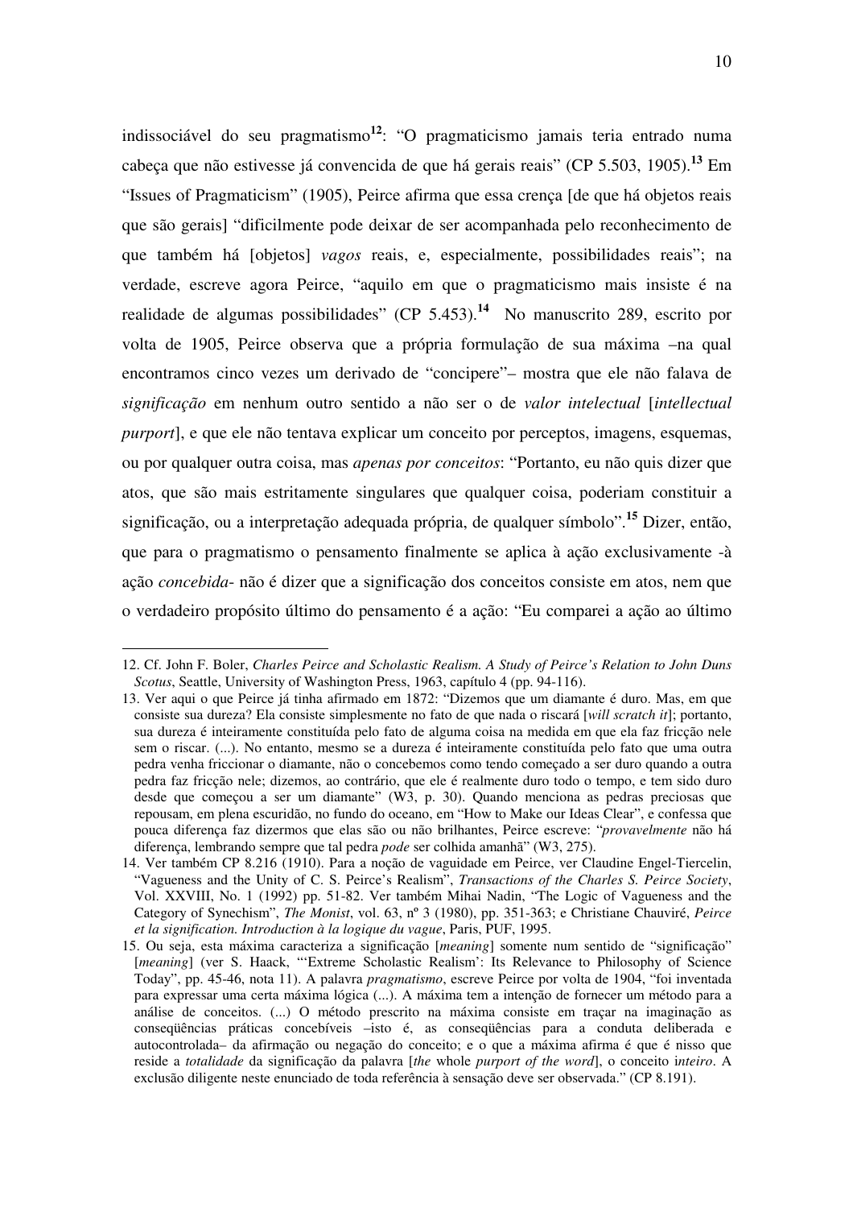indissociável do seu pragmatismo[12]: "O pragmaticismo jamais teria entrado numa cabeça que não estivesse já convencida de que há gerais reais" (CP 5.503, 1905).[13] Em "Issues of Pragmaticism" (1905), Peirce afirma que essa crença [de que há objetos reais que são gerais] "dificilmente pode deixar de ser acompanhada pelo reconhecimento de que também há [objetos] *vagos* reais, e, especialmente, possibilidades reais"; na verdade, escreve agora Peirce, "aquilo em que o pragmaticismo mais insiste é na realidade de algumas possibilidades" (CP 5.453).[14] No manuscrito 289, escrito por volta de 1905, Peirce observa que a própria formulação de sua máxima –na qual encontramos cinco vezes um derivado de "concipere"– mostra que ele não falava de *significação* em nenhum outro sentido a não ser o de *valor intelectual* [*intellectual purport*], e que ele não tentava explicar um conceito por perceptos, imagens, esquemas, ou por qualquer outra coisa, mas *apenas por conceitos*: "Portanto, eu não quis dizer que atos, que são mais estritamente singulares que qualquer coisa, poderiam constituir a significação, ou a interpretação adequada própria, de qualquer símbolo".[15] Dizer, então, que para o pragmatismo o pensamento finalmente se aplica à ação exclusivamente -à ação *concebida*- não é dizer que a significação dos conceitos consiste em atos, nem que o verdadeiro propósito último do pensamento é a ação: "Eu comparei a ação ao último

---

12. Cf. John F. Boler, *Charles Peirce and Scholastic Realism. A Study of Peirce's Relation to John Duns Scotus*, Seattle, University of Washington Press, 1963, capítulo 4 (pp. 94-116).

13. Ver aqui o que Peirce já tinha afirmado em 1872: "Dizemos que um diamante é duro. Mas, em que consiste sua dureza? Ela consiste simplesmente no fato de que nada o riscará [*will scratch it*]; portanto, sua dureza é inteiramente constituída pelo fato de alguma coisa na medida em que ela faz fricção nele sem o riscar. (...). No entanto, mesmo se a dureza é inteiramente constituída pelo fato que uma outra pedra venha friccionar o diamante, não o concebemos como tendo começado a ser duro quando a outra pedra faz fricção nele; dizemos, ao contrário, que ele é realmente duro todo o tempo, e tem sido duro desde que começou a ser um diamante" (W3, p. 30). Quando menciona as pedras preciosas que repousam, em plena escuridão, no fundo do oceano, em "How to Make our Ideas Clear", e confessa que pouca diferença faz dizermos que elas são ou não brilhantes, Peirce escreve: "*provavelmente* não há diferença, lembrando sempre que tal pedra *pode* ser colhida amanhã" (W3, 275).

14. Ver também CP 8.216 (1910). Para a noção de vaguidade em Peirce, ver Claudine Engel-Tiercelin, "Vagueness and the Unity of C. S. Peirce's Realism", *Transactions of the Charles S. Peirce Society*, Vol. XXVIII, No. 1 (1992) pp. 51-82. Ver também Mihai Nadin, "The Logic of Vagueness and the Category of Synechism", *The Monist*, vol. 63, nº 3 (1980), pp. 351-363; e Christiane Chauviré, *Peirce et la signification. Introduction à la logique du vague*, Paris, PUF, 1995.

15. Ou seja, esta máxima caracteriza a significação [*meaning*] somente num sentido de "significação" [*meaning*] (ver S. Haack, "'Extreme Scholastic Realism': Its Relevance to Philosophy of Science Today", pp. 45-46, nota 11). A palavra *pragmatismo*, escreve Peirce por volta de 1904, "foi inventada para expressar uma certa máxima lógica (...). A máxima tem a intenção de fornecer um método para a análise de conceitos. (...) O método prescrito na máxima consiste em traçar na imaginação as conseqüências práticas concebíveis –isto é, as conseqüências para a conduta deliberada e autocontrolada– da afirmação ou negação do conceito; e o que a máxima afirma é que é nisso que reside a *totalidade* da significação da palavra [*the* whole *purport of the word*], o conceito i*nteiro*. A exclusão diligente neste enunciado de toda referência à sensação deve ser observada." (CP 8.191).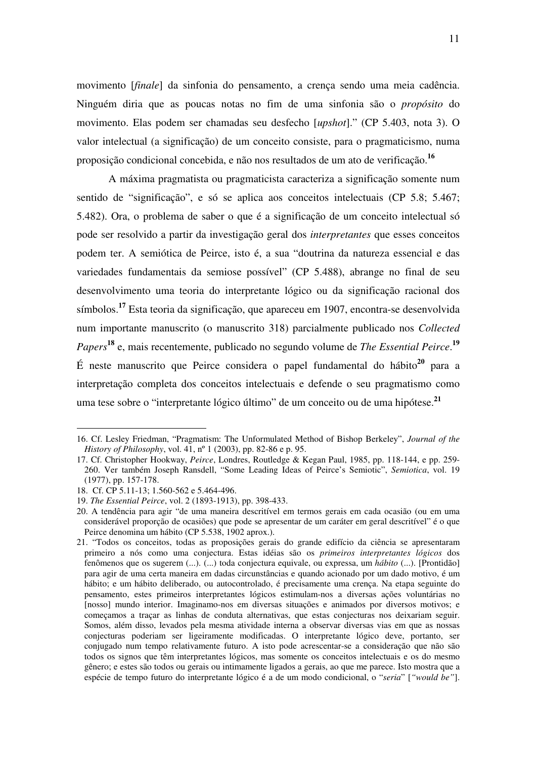movimento [*finale*] da sinfonia do pensamento, a crença sendo uma meia cadência. Ninguém diria que as poucas notas no fim de uma sinfonia são o *propósito* do movimento. Elas podem ser chamadas seu desfecho [*upshot*]." (CP 5.403, nota 3). O valor intelectual (a significação) de um conceito consiste, para o pragmaticismo, numa proposição condicional concebida, e não nos resultados de um ato de verificação.[16]

A máxima pragmatista ou pragmaticista caracteriza a significação somente num sentido de "significação", e só se aplica aos conceitos intelectuais (CP 5.8; 5.467; 5.482). Ora, o problema de saber o que é a significação de um conceito intelectual só pode ser resolvido a partir da investigação geral dos *interpretantes* que esses conceitos podem ter. A semiótica de Peirce, isto é, a sua "doutrina da natureza essencial e das variedades fundamentais da semiose possível" (CP 5.488), abrange no final de seu desenvolvimento uma teoria do interpretante lógico ou da significação racional dos símbolos.[17] Esta teoria da significação, que apareceu em 1907, encontra-se desenvolvida num importante manuscrito (o manuscrito 318) parcialmente publicado nos *Collected Papers*[18] e, mais recentemente, publicado no segundo volume de *The Essential Peirce*.[19] É neste manuscrito que Peirce considera o papel fundamental do hábito[20] para a interpretação completa dos conceitos intelectuais e defende o seu pragmatismo como uma tese sobre o "interpretante lógico último" de um conceito ou de uma hipótese.[21]

---

16. Cf. Lesley Friedman, "Pragmatism: The Unformulated Method of Bishop Berkeley", *Journal of the History of Philosophy*, vol. 41, nº 1 (2003), pp. 82-86 e p. 95.

17. Cf. Christopher Hookway, *Peirce*, Londres, Routledge & Kegan Paul, 1985, pp. 118-144, e pp. 259-260. Ver também Joseph Ransdell, "Some Leading Ideas of Peirce's Semiotic", *Semiotica*, vol. 19 (1977), pp. 157-178.

18. Cf. CP 5.11-13; 1.560-562 e 5.464-496.

19. *The Essential Peirce*, vol. 2 (1893-1913), pp. 398-433.

20. A tendência para agir "de uma maneira descritível em termos gerais em cada ocasião (ou em uma considerável proporção de ocasiões) que pode se apresentar de um caráter em geral descritível" é o que Peirce denomina um hábito (CP 5.538, 1902 aprox.).

21. "Todos os conceitos, todas as proposições gerais do grande edifício da ciência se apresentaram primeiro a nós como uma conjectura. Estas idéias são os *primeiros interpretantes lógicos* dos fenômenos que os sugerem (...). (...) toda conjectura equivale, ou expressa, um *hábito* (...). [Prontidão] para agir de uma certa maneira em dadas circunstâncias e quando acionado por um dado motivo, é um hábito; e um hábito deliberado, ou autocontrolado, é precisamente uma crença. Na etapa seguinte do pensamento, estes primeiros interpretantes lógicos estimulam-nos a diversas ações voluntárias no [nosso] mundo interior. Imaginamo-nos em diversas situações e animados por diversos motivos; e começamos a traçar as linhas de conduta alternativas, que estas conjecturas nos deixariam seguir. Somos, além disso, levados pela mesma atividade interna a observar diversas vias em que as nossas conjecturas poderiam ser ligeiramente modificadas. O interpretante lógico deve, portanto, ser conjugado num tempo relativamente futuro. A isto pode acrescentar-se a consideração que não são todos os signos que têm interpretantes lógicos, mas somente os conceitos intelectuais e os do mesmo gênero; e estes são todos ou gerais ou intimamente ligados a gerais, ao que me parece. Isto mostra que a espécie de tempo futuro do interpretante lógico é a de um modo condicional, o "*seria*" [*"would be"*].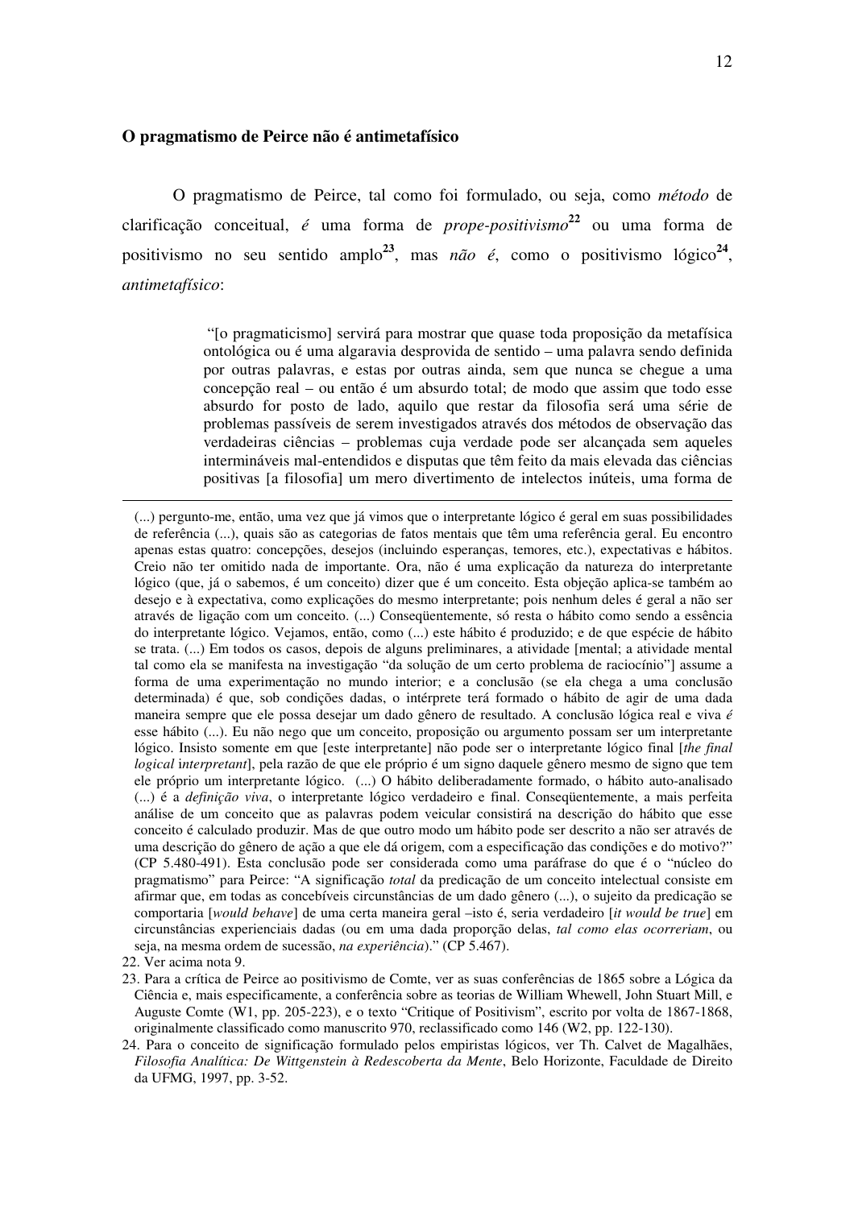## O pragmatismo de Peirce não é antimetafísico

O pragmatismo de Peirce, tal como foi formulado, ou seja, como *método* de clarificação conceitual, *é* uma forma de *prope-positivismo*[22] ou uma forma de positivismo no seu sentido amplo[23], mas *não é*, como o positivismo lógico[24], *antimetafísico*:

> "[o pragmaticismo] servirá para mostrar que quase toda proposição da metafísica ontológica ou é uma algaravia desprovida de sentido – uma palavra sendo definida por outras palavras, e estas por outras ainda, sem que nunca se chegue a uma concepção real – ou então é um absurdo total; de modo que assim que todo esse absurdo for posto de lado, aquilo que restar da filosofia será uma série de problemas passíveis de serem investigados através dos métodos de observação das verdadeiras ciências – problemas cuja verdade pode ser alcançada sem aqueles intermináveis mal-entendidos e disputas que têm feito da mais elevada das ciências positivas [a filosofia] um mero divertimento de intelectos inúteis, uma forma de

---

(...) pergunto-me, então, uma vez que já vimos que o interpretante lógico é geral em suas possibilidades de referência (...), quais são as categorias de fatos mentais que têm uma referência geral. Eu encontro apenas estas quatro: concepções, desejos (incluindo esperanças, temores, etc.), expectativas e hábitos. Creio não ter omitido nada de importante. Ora, não é uma explicação da natureza do interpretante lógico (que, já o sabemos, é um conceito) dizer que é um conceito. Esta objeção aplica-se também ao desejo e à expectativa, como explicações do mesmo interpretante; pois nenhum deles é geral a não ser através de ligação com um conceito. (...) Conseqüentemente, só resta o hábito como sendo a essência do interpretante lógico. Vejamos, então, como (...) este hábito é produzido; e de que espécie de hábito se trata. (...) Em todos os casos, depois de alguns preliminares, a atividade [mental; a atividade mental tal como ela se manifesta na investigação "da solução de um certo problema de raciocínio"] assume a forma de uma experimentação no mundo interior; e a conclusão (se ela chega a uma conclusão determinada) é que, sob condições dadas, o intérprete terá formado o hábito de agir de uma dada maneira sempre que ele possa desejar um dado gênero de resultado. A conclusão lógica real e viva *é* esse hábito (...). Eu não nego que um conceito, proposição ou argumento possam ser um interpretante lógico. Insisto somente em que [este interpretante] não pode ser o interpretante lógico final [*the final logical interpretant*], pela razão de que ele próprio é um signo daquele gênero mesmo de signo que tem ele próprio um interpretante lógico. (...) O hábito deliberadamente formado, o hábito auto-analisado (...) é a *definição viva*, o interpretante lógico verdadeiro e final. Conseqüentemente, a mais perfeita análise de um conceito que as palavras podem veicular consistirá na descrição do hábito que esse conceito é calculado produzir. Mas de que outro modo um hábito pode ser descrito a não ser através de uma descrição do gênero de ação a que ele dá origem, com a especificação das condições e do motivo?" (CP 5.480-491). Esta conclusão pode ser considerada como uma paráfrase do que é o "núcleo do pragmatismo" para Peirce: "A significação *total* da predicação de um conceito intelectual consiste em afirmar que, em todas as concebíveis circunstâncias de um dado gênero (...), o sujeito da predicação se comportaria [*would behave*] de uma certa maneira geral –isto é, seria verdadeiro [*it would be true*] em circunstâncias experienciais dadas (ou em uma dada proporção delas, *tal como elas ocorreriam*, ou seja, na mesma ordem de sucessão, *na experiência*)." (CP 5.467).

22. Ver acima nota 9.

23. Para a crítica de Peirce ao positivismo de Comte, ver as suas conferências de 1865 sobre a Lógica da Ciência e, mais especificamente, a conferência sobre as teorias de William Whewell, John Stuart Mill, e Auguste Comte (W1, pp. 205-223), e o texto "Critique of Positivism", escrito por volta de 1867-1868, originalmente classificado como manuscrito 970, reclassificado como 146 (W2, pp. 122-130).

24. Para o conceito de significação formulado pelos empiristas lógicos, ver Th. Calvet de Magalhães, *Filosofia Analítica: De Wittgenstein à Redescoberta da Mente*, Belo Horizonte, Faculdade de Direito da UFMG, 1997, pp. 3-52.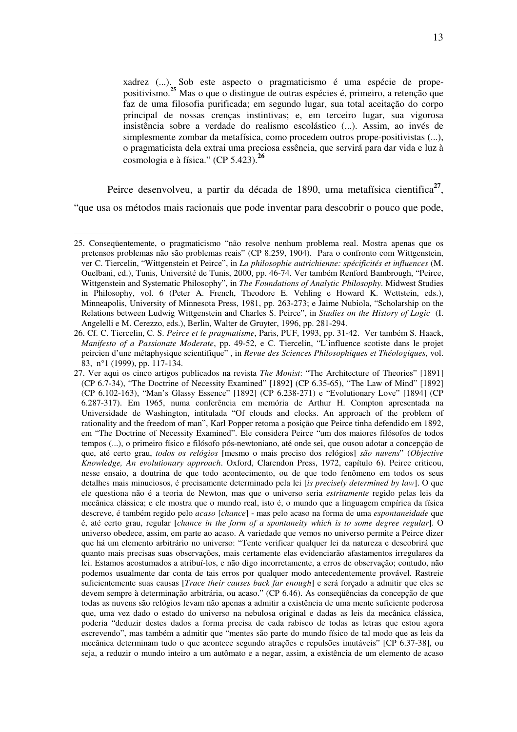> xadrez (...). Sob este aspecto o pragmaticismo é uma espécie de prope-positivismo.[25] Mas o que o distingue de outras espécies é, primeiro, a retenção que faz de uma filosofia purificada; em segundo lugar, sua total aceitação do corpo principal de nossas crenças instintivas; e, em terceiro lugar, sua vigorosa insistência sobre a verdade do realismo escolástico (...). Assim, ao invés de simplesmente zombar da metafísica, como procedem outros prope-positivistas (...), o pragmaticista dela extrai uma preciosa essência, que servirá para dar vida e luz à cosmologia e à física." (CP 5.423).[26]

Peirce desenvolveu, a partir da década de 1890, uma metafísica cientifica[27], "que usa os métodos mais racionais que pode inventar para descobrir o pouco que pode,

---

25. Conseqüentemente, o pragmaticismo "não resolve nenhum problema real. Mostra apenas que os pretensos problemas não são problemas reais" (CP 8.259, 1904). Para o confronto com Wittgenstein, ver C. Tiercelin, "Wittgenstein et Peirce", in *La philosophie autrichienne: spécificités et influences* (M. Ouelbani, ed.), Tunis, Université de Tunis, 2000, pp. 46-74. Ver também Renford Bambrough, "Peirce, Wittgenstein and Systematic Philosophy", in *The Foundations of Analytic Philosophy*. Midwest Studies in Philosophy, vol. 6 (Peter A. French, Theodore E. Vehling e Howard K. Wettstein, eds.), Minneapolis, University of Minnesota Press, 1981, pp. 263-273; e Jaime Nubiola, "Scholarship on the Relations between Ludwig Wittgenstein and Charles S. Peirce", in *Studies on the History of Logic* (I. Angelelli e M. Cerezzo, eds.), Berlin, Walter de Gruyter, 1996, pp. 281-294.

26. Cf. C. Tiercelin, C. S. *Peirce et le pragmatisme*, Paris, PUF, 1993, pp. 31-42. Ver também S. Haack, *Manifesto of a Passionate Moderate*, pp. 49-52, e C. Tiercelin, "L'influence scotiste dans le projet peircien d'une métaphysique scientifique" , in *Revue des Sciences Philosophiques et Théologiques*, vol. 83, n°1 (1999), pp. 117-134.

27. Ver aqui os cinco artigos publicados na revista *The Monist*: "The Architecture of Theories" [1891] (CP 6.7-34), "The Doctrine of Necessity Examined" [1892] (CP 6.35-65), "The Law of Mind" [1892] (CP 6.102-163), "Man's Glassy Essence" [1892] (CP 6.238-271) e "Evolutionary Love" [1894] (CP 6.287-317). Em 1965, numa conferência em memória de Arthur H. Compton apresentada na Universidade de Washington, intitulada "Of clouds and clocks. An approach of the problem of rationality and the freedom of man", Karl Popper retoma a posição que Peirce tinha defendido em 1892, em "The Doctrine of Necessity Examined". Ele considera Peirce "um dos maiores filósofos de todos tempos (...), o primeiro físico e filósofo pós-newtoniano, até onde sei, que ousou adotar a concepção de que, até certo grau, *todos os relógios* [mesmo o mais preciso dos relógios] *são nuvens*" (*Objective Knowledge, An evolutionary approach*. Oxford, Clarendon Press, 1972, capítulo 6). Peirce criticou, nesse ensaio, a doutrina de que todo acontecimento, ou de que todo fenômeno em todos os seus detalhes mais minuciosos, é precisamente determinado pela lei [*is precisely determined by law*]. O que ele questiona não é a teoria de Newton, mas que o universo seria *estritamente* regido pelas leis da mecânica clássica; e ele mostra que o mundo real, isto é, o mundo que a linguagem empírica da física descreve, é também regido pelo *acaso* [*chance*] - mas pelo acaso na forma de uma *espontaneidade* que é, até certo grau, regular [*chance in the form of a spontaneity which is to some degree regular*]. O universo obedece, assim, em parte ao acaso. A variedade que vemos no universo permite a Peirce dizer que há um elemento arbitrário no universo: "Tente verificar qualquer lei da natureza e descobrirá que quanto mais precisas suas observações, mais certamente elas evidenciarão afastamentos irregulares da lei. Estamos acostumados a atribuí-los, e não digo incorretamente, a erros de observação; contudo, não podemos usualmente dar conta de tais erros por qualquer modo antecedentemente provável. Rastreie suficientemente suas causas [*Trace their causes back far enough*] e será forçado a admitir que eles se devem sempre à determinação arbitrária, ou acaso." (CP 6.46). As conseqüências da concepção de que todas as nuvens são relógios levam não apenas a admitir a existência de uma mente suficiente poderosa que, uma vez dado o estado do universo na nebulosa original e dadas as leis da mecânica clássica, poderia "deduzir destes dados a forma precisa de cada rabisco de todas as letras que estou agora escrevendo", mas também a admitir que "mentes são parte do mundo físico de tal modo que as leis da mecânica determinam tudo o que acontece segundo atrações e repulsões imutáveis" [CP 6.37-38], ou seja, a reduzir o mundo inteiro a um autômato e a negar, assim, a existência de um elemento de acaso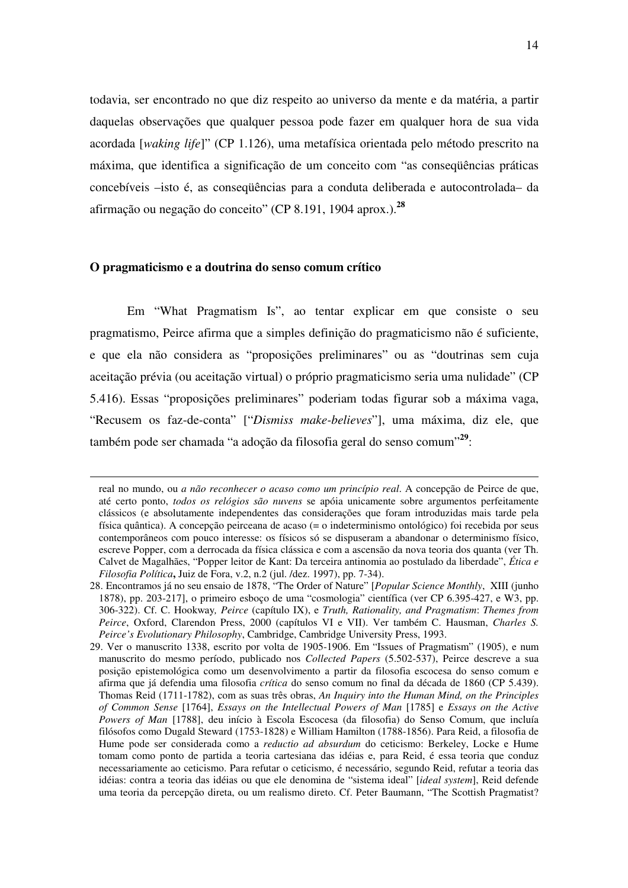todavia, ser encontrado no que diz respeito ao universo da mente e da matéria, a partir daquelas observações que qualquer pessoa pode fazer em qualquer hora de sua vida acordada [*waking life*]" (CP 1.126), uma metafísica orientada pelo método prescrito na máxima, que identifica a significação de um conceito com "as conseqüências práticas concebíveis –isto é, as conseqüências para a conduta deliberada e autocontrolada– da afirmação ou negação do conceito" (CP 8.191, 1904 aprox.).**[28]**

### O pragmaticismo e a doutrina do senso comum crítico

Em "What Pragmatism Is", ao tentar explicar em que consiste o seu pragmatismo, Peirce afirma que a simples definição do pragmaticismo não é suficiente, e que ela não considera as "proposições preliminares" ou as "doutrinas sem cuja aceitação prévia (ou aceitação virtual) o próprio pragmaticismo seria uma nulidade" (CP 5.416). Essas "proposições preliminares" poderiam todas figurar sob a máxima vaga, "Recusem os faz-de-conta" ["*Dismiss make-believes*"], uma máxima, diz ele, que também pode ser chamada "a adoção da filosofia geral do senso comum"**[29]**:

---

real no mundo, ou *a não reconhecer o acaso como um princípio real*. A concepção de Peirce de que, até certo ponto, *todos os relógios são nuvens* se apóia unicamente sobre argumentos perfeitamente clássicos (e absolutamente independentes das considerações que foram introduzidas mais tarde pela física quântica). A concepção peirceana de acaso (= o indeterminismo ontológico) foi recebida por seus contemporâneos com pouco interesse: os físicos só se dispuseram a abandonar o determinismo físico, escreve Popper, com a derrocada da física clássica e com a ascensão da nova teoria dos quanta (ver Th. Calvet de Magalhães, "Popper leitor de Kant: Da terceira antinomia ao postulado da liberdade", *Ética e Filosofia Política***,** Juiz de Fora, v.2, n.2 (jul. /dez. 1997), pp. 7-34).

28. Encontramos já no seu ensaio de 1878, "The Order of Nature" [*Popular Science Monthly*, XIII (junho 1878), pp. 203-217], o primeiro esboço de uma "cosmologia" científica (ver CP 6.395-427, e W3, pp. 306-322). Cf. C. Hookway*, Peirce* (capítulo IX), e *Truth, Rationality, and Pragmatism*: *Themes from Peirce*, Oxford, Clarendon Press, 2000 (capítulos VI e VII). Ver também C. Hausman, *Charles S. Peirce's Evolutionary Philosophy*, Cambridge, Cambridge University Press, 1993.

29. Ver o manuscrito 1338, escrito por volta de 1905-1906. Em "Issues of Pragmatism" (1905), e num manuscrito do mesmo período, publicado nos *Collected Papers* (5.502-537), Peirce descreve a sua posição epistemológica como um desenvolvimento a partir da filosofia escocesa do senso comum e afirma que já defendia uma filosofia *crítica* do senso comum no final da década de 1860 (CP 5.439). Thomas Reid (1711-1782), com as suas três obras, *An Inquiry into the Human Mind, on the Principles of Common Sense* [1764], *Essays on the Intellectual Powers of Man* [1785] e *Essays on the Active Powers of Man* [1788], deu início à Escola Escocesa (da filosofia) do Senso Comum, que incluía filósofos como Dugald Steward (1753-1828) e William Hamilton (1788-1856). Para Reid, a filosofia de Hume pode ser considerada como a *reductio ad absurdum* do ceticismo: Berkeley, Locke e Hume tomam como ponto de partida a teoria cartesiana das idéias e, para Reid, é essa teoria que conduz necessariamente ao ceticismo. Para refutar o ceticismo, é necessário, segundo Reid, refutar a teoria das idéias: contra a teoria das idéias ou que ele denomina de "sistema ideal" [*ideal system*], Reid defende uma teoria da percepção direta, ou um realismo direto. Cf. Peter Baumann, "The Scottish Pragmatist?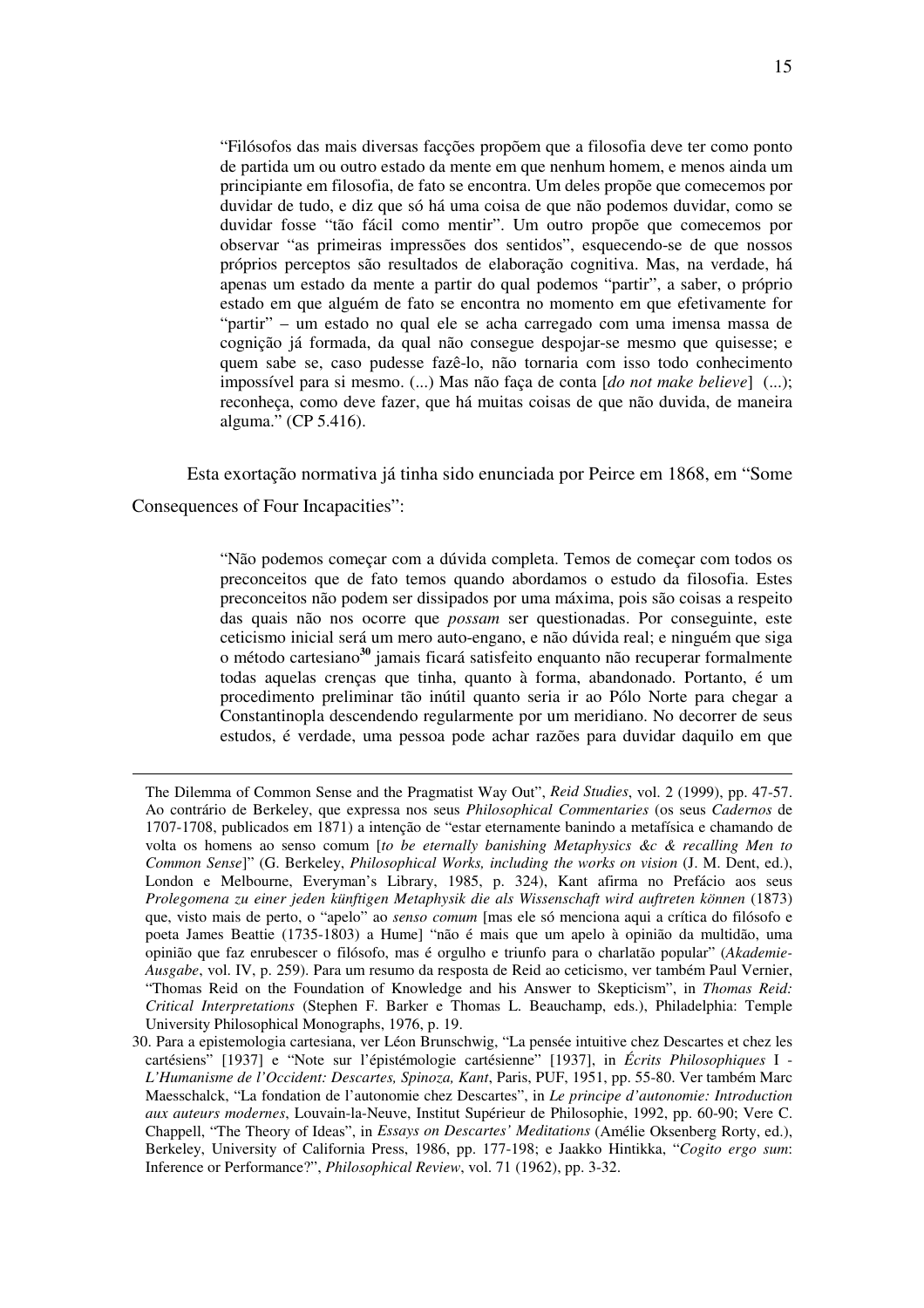> "Filósofos das mais diversas facções propõem que a filosofia deve ter como ponto de partida um ou outro estado da mente em que nenhum homem, e menos ainda um principiante em filosofia, de fato se encontra. Um deles propõe que comecemos por duvidar de tudo, e diz que só há uma coisa de que não podemos duvidar, como se duvidar fosse "tão fácil como mentir". Um outro propõe que comecemos por observar "as primeiras impressões dos sentidos", esquecendo-se de que nossos próprios perceptos são resultados de elaboração cognitiva. Mas, na verdade, há apenas um estado da mente a partir do qual podemos "partir", a saber, o próprio estado em que alguém de fato se encontra no momento em que efetivamente for "partir" – um estado no qual ele se acha carregado com uma imensa massa de cognição já formada, da qual não consegue despojar-se mesmo que quisesse; e quem sabe se, caso pudesse fazê-lo, não tornaria com isso todo conhecimento impossível para si mesmo. (...) Mas não faça de conta [*do not make believe*] (...); reconheça, como deve fazer, que há muitas coisas de que não duvida, de maneira alguma." (CP 5.416).

Esta exortação normativa já tinha sido enunciada por Peirce em 1868, em "Some Consequences of Four Incapacities":

> "Não podemos começar com a dúvida completa. Temos de começar com todos os preconceitos que de fato temos quando abordamos o estudo da filosofia. Estes preconceitos não podem ser dissipados por uma máxima, pois são coisas a respeito das quais não nos ocorre que *possam* ser questionadas. Por conseguinte, este ceticismo inicial será um mero auto-engano, e não dúvida real; e ninguém que siga o método cartesiano[30] jamais ficará satisfeito enquanto não recuperar formalmente todas aquelas crenças que tinha, quanto à forma, abandonado. Portanto, é um procedimento preliminar tão inútil quanto seria ir ao Pólo Norte para chegar a Constantinopla descendendo regularmente por um meridiano. No decorrer de seus estudos, é verdade, uma pessoa pode achar razões para duvidar daquilo em que

---

The Dilemma of Common Sense and the Pragmatist Way Out", *Reid Studies*, vol. 2 (1999), pp. 47-57. Ao contrário de Berkeley, que expressa nos seus *Philosophical Commentaries* (os seus *Cadernos* de 1707-1708, publicados em 1871) a intenção de "estar eternamente banindo a metafísica e chamando de volta os homens ao senso comum [*to be eternally banishing Metaphysics &c & recalling Men to Common Sense*]" (G. Berkeley, *Philosophical Works, including the works on vision* (J. M. Dent, ed.), London e Melbourne, Everyman's Library, 1985, p. 324), Kant afirma no Prefácio aos seus *Prolegomena zu einer jeden künftigen Metaphysik die als Wissenschaft wird auftreten können* (1873) que, visto mais de perto, o "apelo" ao *senso comum* [mas ele só menciona aqui a crítica do filósofo e poeta James Beattie (1735-1803) a Hume] "não é mais que um apelo à opinião da multidão, uma opinião que faz enrubescer o filósofo, mas é orgulho e triunfo para o charlatão popular" (*Akademie-Ausgabe*, vol. IV, p. 259). Para um resumo da resposta de Reid ao ceticismo, ver também Paul Vernier, "Thomas Reid on the Foundation of Knowledge and his Answer to Skepticism", in *Thomas Reid: Critical Interpretations* (Stephen F. Barker e Thomas L. Beauchamp, eds.), Philadelphia: Temple University Philosophical Monographs, 1976, p. 19.

30. Para a epistemologia cartesiana, ver Léon Brunschwig, "La pensée intuitive chez Descartes et chez les cartésiens" [1937] e "Note sur l'épistémologie cartésienne" [1937], in *Écrits Philosophiques* I - *L'Humanisme de l'Occident: Descartes, Spinoza, Kant*, Paris, PUF, 1951, pp. 55-80. Ver também Marc Maesschalck, "La fondation de l'autonomie chez Descartes", in *Le principe d'autonomie: Introduction aux auteurs modernes*, Louvain-la-Neuve, Institut Supérieur de Philosophie, 1992, pp. 60-90; Vere C. Chappell, "The Theory of Ideas", in *Essays on Descartes' Meditations* (Amélie Oksenberg Rorty, ed.), Berkeley, University of California Press, 1986, pp. 177-198; e Jaakko Hintikka, "*Cogito ergo sum*: Inference or Performance?", *Philosophical Review*, vol. 71 (1962), pp. 3-32.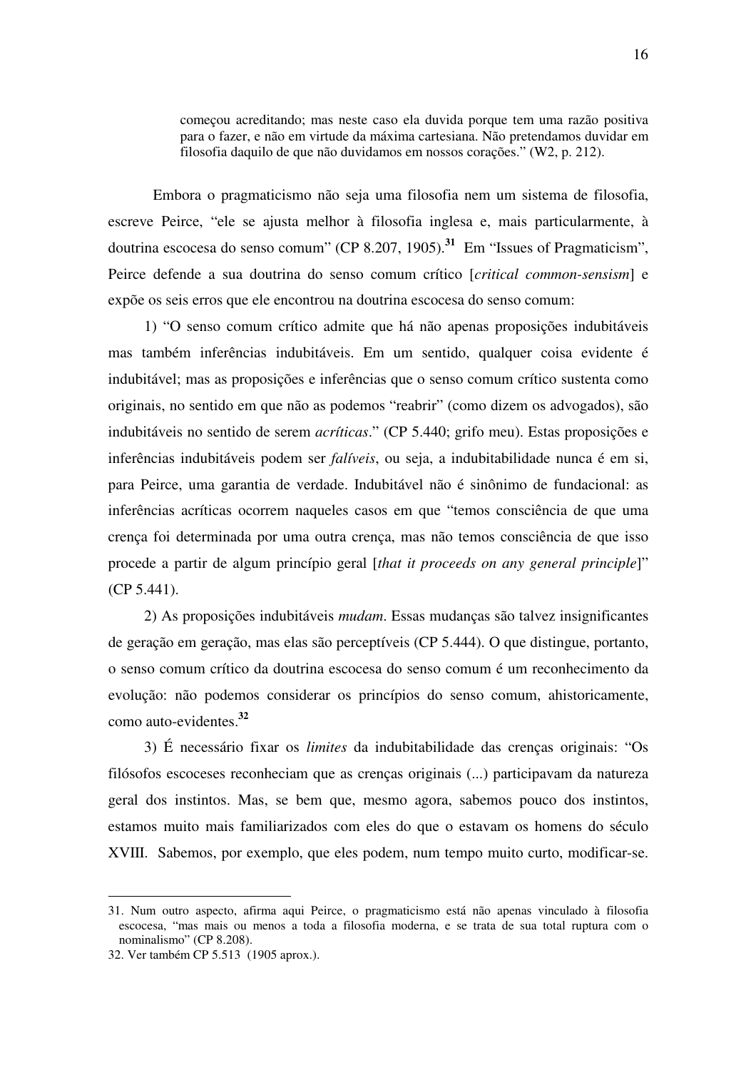> começou acreditando; mas neste caso ela duvida porque tem uma razão positiva para o fazer, e não em virtude da máxima cartesiana. Não pretendamos duvidar em filosofia daquilo de que não duvidamos em nossos corações." (W2, p. 212).

Embora o pragmaticismo não seja uma filosofia nem um sistema de filosofia, escreve Peirce, "ele se ajusta melhor à filosofia inglesa e, mais particularmente, à doutrina escocesa do senso comum" (CP 8.207, 1905).[31] Em "Issues of Pragmaticism", Peirce defende a sua doutrina do senso comum crítico [*critical common-sensism*] e expõe os seis erros que ele encontrou na doutrina escocesa do senso comum:

1) "O senso comum crítico admite que há não apenas proposições indubitáveis mas também inferências indubitáveis. Em um sentido, qualquer coisa evidente é indubitável; mas as proposições e inferências que o senso comum crítico sustenta como originais, no sentido em que não as podemos "reabrir" (como dizem os advogados), são indubitáveis no sentido de serem *acríticas*." (CP 5.440; grifo meu). Estas proposições e inferências indubitáveis podem ser *falíveis*, ou seja, a indubitabilidade nunca é em si, para Peirce, uma garantia de verdade. Indubitável não é sinônimo de fundacional: as inferências acríticas ocorrem naqueles casos em que "temos consciência de que uma crença foi determinada por uma outra crença, mas não temos consciência de que isso procede a partir de algum princípio geral [*that it proceeds on any general principle*]" (CP 5.441).

2) As proposições indubitáveis *mudam*. Essas mudanças são talvez insignificantes de geração em geração, mas elas são perceptíveis (CP 5.444). O que distingue, portanto, o senso comum crítico da doutrina escocesa do senso comum é um reconhecimento da evolução: não podemos considerar os princípios do senso comum, ahistoricamente, como auto-evidentes.[32]

3) É necessário fixar os *limites* da indubitabilidade das crenças originais: "Os filósofos escoceses reconheciam que as crenças originais (...) participavam da natureza geral dos instintos. Mas, se bem que, mesmo agora, sabemos pouco dos instintos, estamos muito mais familiarizados com eles do que o estavam os homens do século XVIII. Sabemos, por exemplo, que eles podem, num tempo muito curto, modificar-se.

---

31. Num outro aspecto, afirma aqui Peirce, o pragmaticismo está não apenas vinculado à filosofia escocesa, "mas mais ou menos a toda a filosofia moderna, e se trata de sua total ruptura com o nominalismo" (CP 8.208).

32. Ver também CP 5.513 (1905 aprox.).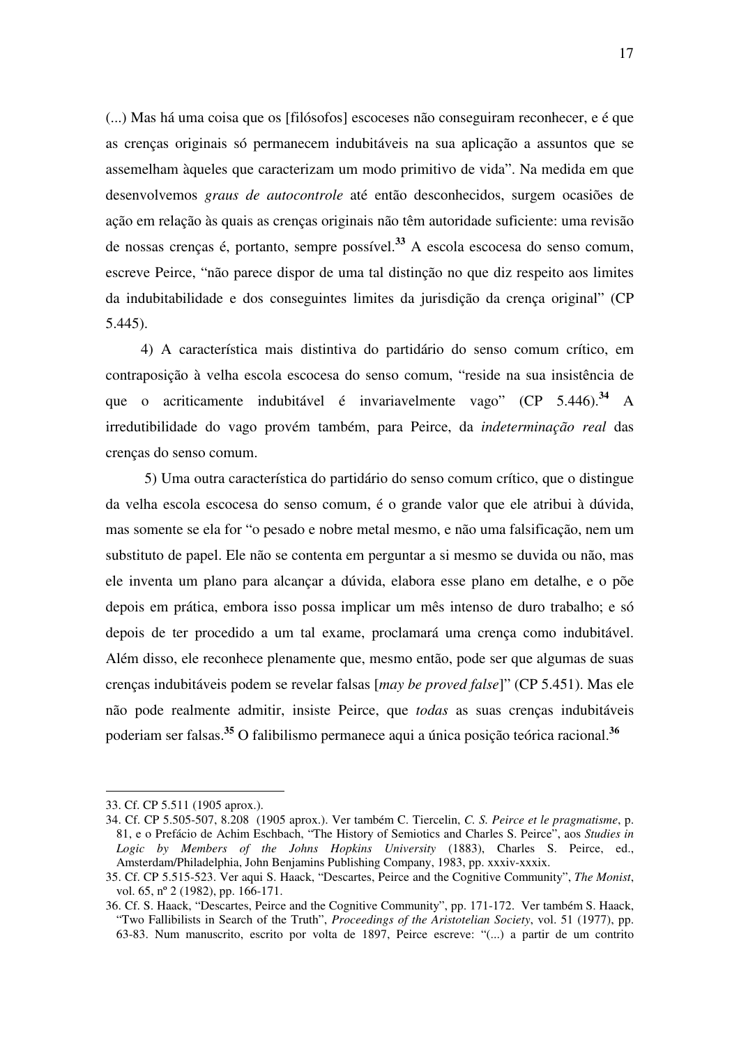(...) Mas há uma coisa que os [filósofos] escoceses não conseguiram reconhecer, e é que as crenças originais só permanecem indubitáveis na sua aplicação a assuntos que se assemelham àqueles que caracterizam um modo primitivo de vida". Na medida em que desenvolvemos *graus de autocontrole* até então desconhecidos, surgem ocasiões de ação em relação às quais as crenças originais não têm autoridade suficiente: uma revisão de nossas crenças é, portanto, sempre possível.[33] A escola escocesa do senso comum, escreve Peirce, "não parece dispor de uma tal distinção no que diz respeito aos limites da indubitabilidade e dos conseguintes limites da jurisdição da crença original" (CP 5.445).

4) A característica mais distintiva do partidário do senso comum crítico, em contraposição à velha escola escocesa do senso comum, "reside na sua insistência de que o acriticamente indubitável é invariavelmente vago" (CP 5.446).[34] A irredutibilidade do vago provém também, para Peirce, da *indeterminação real* das crenças do senso comum.

5) Uma outra característica do partidário do senso comum crítico, que o distingue da velha escola escocesa do senso comum, é o grande valor que ele atribui à dúvida, mas somente se ela for "o pesado e nobre metal mesmo, e não uma falsificação, nem um substituto de papel. Ele não se contenta em perguntar a si mesmo se duvida ou não, mas ele inventa um plano para alcançar a dúvida, elabora esse plano em detalhe, e o põe depois em prática, embora isso possa implicar um mês intenso de duro trabalho; e só depois de ter procedido a um tal exame, proclamará uma crença como indubitável. Além disso, ele reconhece plenamente que, mesmo então, pode ser que algumas de suas crenças indubitáveis podem se revelar falsas [*may be proved false*]" (CP 5.451). Mas ele não pode realmente admitir, insiste Peirce, que *todas* as suas crenças indubitáveis poderiam ser falsas.[35] O falibilismo permanece aqui a única posição teórica racional.[36]

---

33. Cf. CP 5.511 (1905 aprox.).

34. Cf. CP 5.505-507, 8.208 (1905 aprox.). Ver também C. Tiercelin, *C. S. Peirce et le pragmatisme*, p. 81, e o Prefácio de Achim Eschbach, "The History of Semiotics and Charles S. Peirce", aos *Studies in Logic by Members of the Johns Hopkins University* (1883), Charles S. Peirce, ed., Amsterdam/Philadelphia, John Benjamins Publishing Company, 1983, pp. xxxiv-xxxix.

35. Cf. CP 5.515-523. Ver aqui S. Haack, "Descartes, Peirce and the Cognitive Community", *The Monist*, vol. 65, nº 2 (1982), pp. 166-171.

36. Cf. S. Haack, "Descartes, Peirce and the Cognitive Community", pp. 171-172. Ver também S. Haack, "Two Fallibilists in Search of the Truth", *Proceedings of the Aristotelian Society*, vol. 51 (1977), pp. 63-83. Num manuscrito, escrito por volta de 1897, Peirce escreve: "(...) a partir de um contrito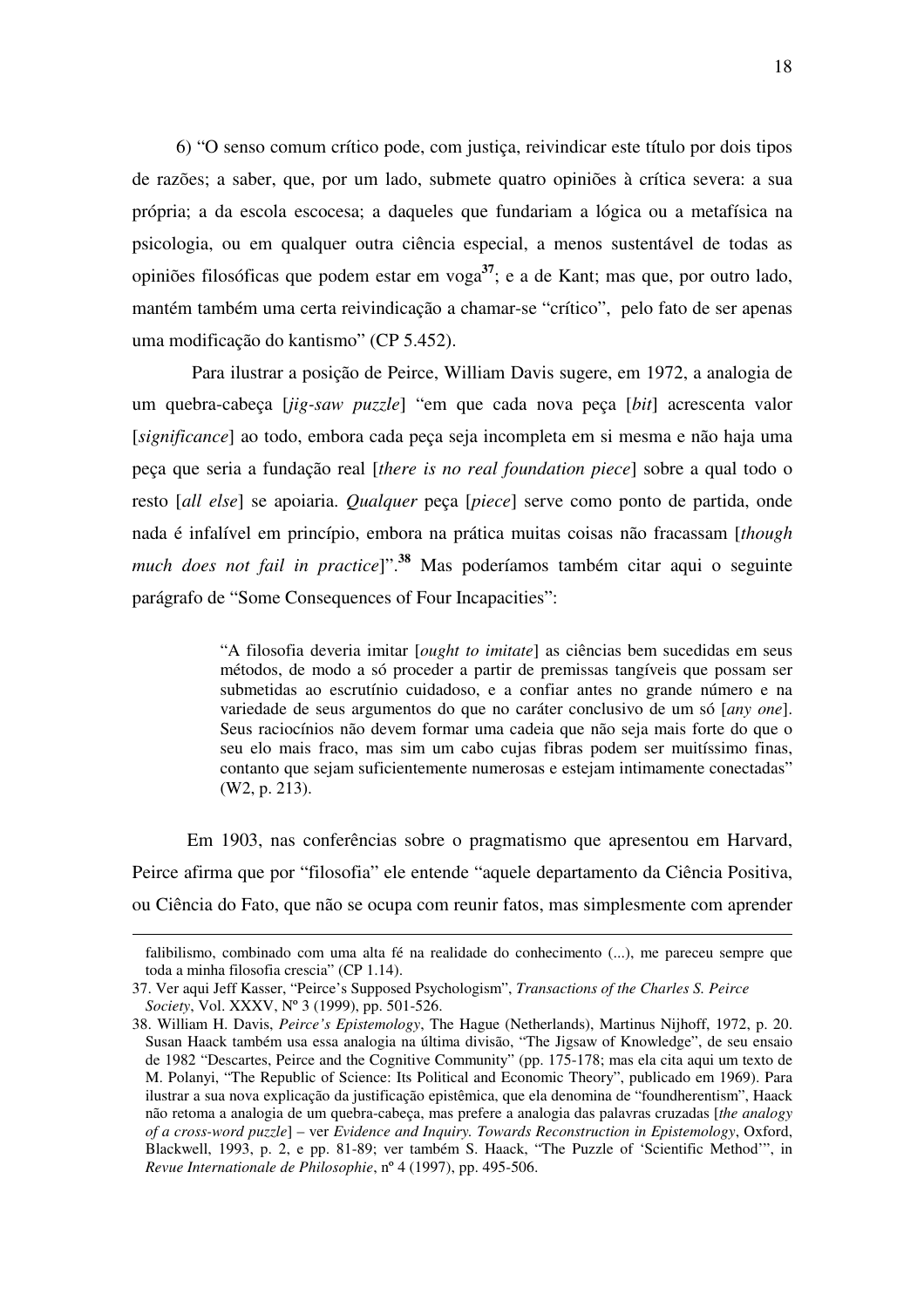6) "O senso comum crítico pode, com justiça, reivindicar este título por dois tipos de razões; a saber, que, por um lado, submete quatro opiniões à crítica severa: a sua própria; a da escola escocesa; a daqueles que fundariam a lógica ou a metafísica na psicologia, ou em qualquer outra ciência especial, a menos sustentável de todas as opiniões filosóficas que podem estar em voga[37]; e a de Kant; mas que, por outro lado, mantém também uma certa reivindicação a chamar-se "crítico", pelo fato de ser apenas uma modificação do kantismo" (CP 5.452).

Para ilustrar a posição de Peirce, William Davis sugere, em 1972, a analogia de um quebra-cabeça [*jig-saw puzzle*] "em que cada nova peça [*bit*] acrescenta valor [*significance*] ao todo, embora cada peça seja incompleta em si mesma e não haja uma peça que seria a fundação real [*there is no real foundation piece*] sobre a qual todo o resto [*all else*] se apoiaria. *Qualquer* peça [*piece*] serve como ponto de partida, onde nada é infalível em princípio, embora na prática muitas coisas não fracassam [*though much does not fail in practice*]".[38] Mas poderíamos também citar aqui o seguinte parágrafo de "Some Consequences of Four Incapacities":

> "A filosofia deveria imitar [*ought to imitate*] as ciências bem sucedidas em seus métodos, de modo a só proceder a partir de premissas tangíveis que possam ser submetidas ao escrutínio cuidadoso, e a confiar antes no grande número e na variedade de seus argumentos do que no caráter conclusivo de um só [*any one*]. Seus raciocínios não devem formar uma cadeia que não seja mais forte do que o seu elo mais fraco, mas sim um cabo cujas fibras podem ser muitíssimo finas, contanto que sejam suficientemente numerosas e estejam intimamente conectadas" (W2, p. 213).

Em 1903, nas conferências sobre o pragmatismo que apresentou em Harvard, Peirce afirma que por "filosofia" ele entende "aquele departamento da Ciência Positiva, ou Ciência do Fato, que não se ocupa com reunir fatos, mas simplesmente com aprender

---

falibilismo, combinado com uma alta fé na realidade do conhecimento (...), me pareceu sempre que toda a minha filosofia crescia" (CP 1.14).

37. Ver aqui Jeff Kasser, "Peirce's Supposed Psychologism", *Transactions of the Charles S. Peirce Society*, Vol. XXXV, Nº 3 (1999), pp. 501-526.

38. William H. Davis, *Peirce's Epistemology*, The Hague (Netherlands), Martinus Nijhoff, 1972, p. 20. Susan Haack também usa essa analogia na última divisão, "The Jigsaw of Knowledge", de seu ensaio de 1982 "Descartes, Peirce and the Cognitive Community" (pp. 175-178; mas ela cita aqui um texto de M. Polanyi, "The Republic of Science: Its Political and Economic Theory", publicado em 1969). Para ilustrar a sua nova explicação da justificação epistêmica, que ela denomina de "foundherentism", Haack não retoma a analogia de um quebra-cabeça, mas prefere a analogia das palavras cruzadas [*the analogy of a cross-word puzzle*] – ver *Evidence and Inquiry. Towards Reconstruction in Epistemology*, Oxford, Blackwell, 1993, p. 2, e pp. 81-89; ver também S. Haack, "The Puzzle of 'Scientific Method'", in *Revue Internationale de Philosophie*, nº 4 (1997), pp. 495-506.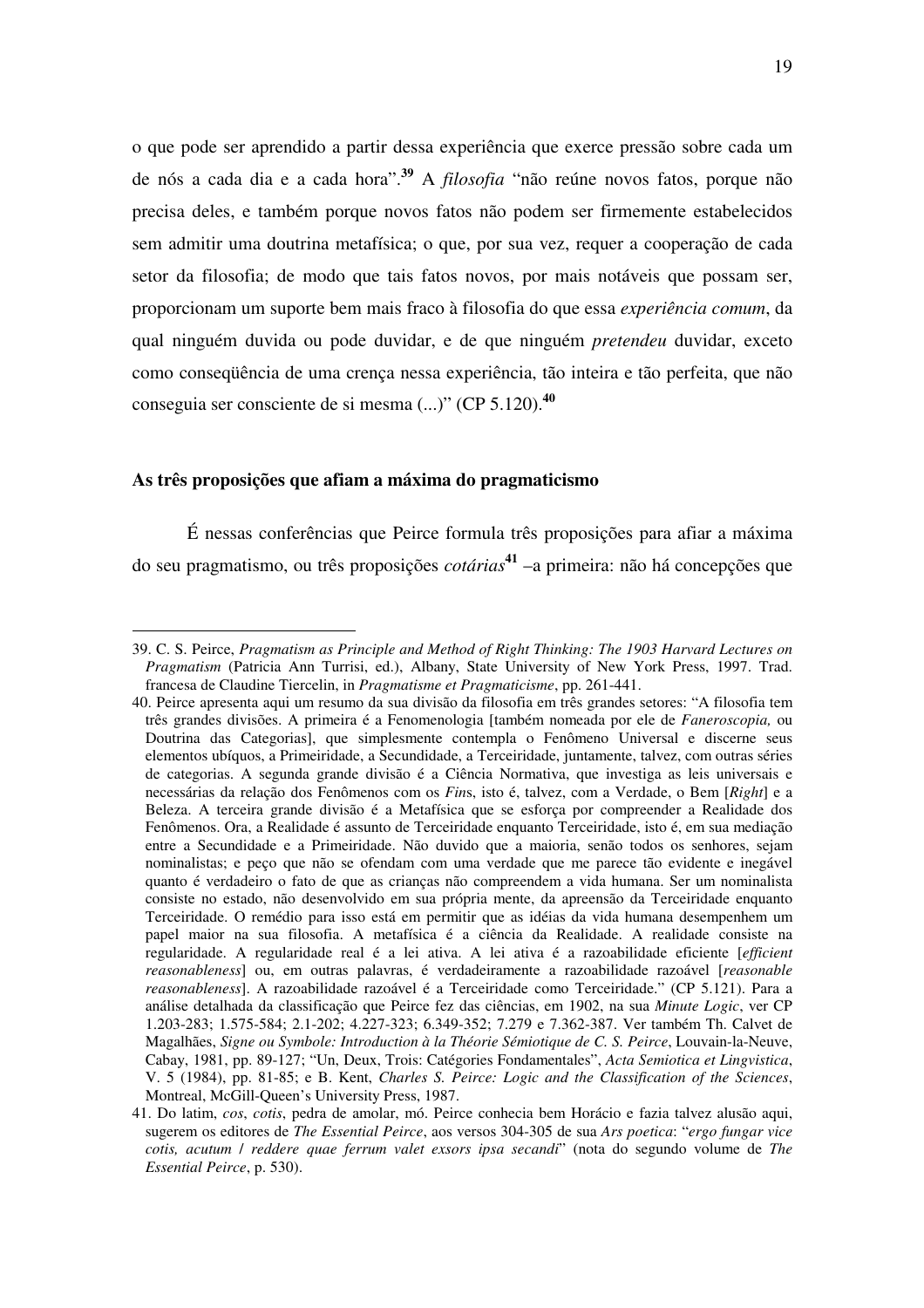o que pode ser aprendido a partir dessa experiência que exerce pressão sobre cada um de nós a cada dia e a cada hora".[39] A *filosofia* "não reúne novos fatos, porque não precisa deles, e também porque novos fatos não podem ser firmemente estabelecidos sem admitir uma doutrina metafísica; o que, por sua vez, requer a cooperação de cada setor da filosofia; de modo que tais fatos novos, por mais notáveis que possam ser, proporcionam um suporte bem mais fraco à filosofia do que essa *experiência comum*, da qual ninguém duvida ou pode duvidar, e de que ninguém *pretendeu* duvidar, exceto como conseqüência de uma crença nessa experiência, tão inteira e tão perfeita, que não conseguia ser consciente de si mesma (...)" (CP 5.120).[40]

### As três proposições que afiam a máxima do pragmaticismo

É nessas conferências que Peirce formula três proposições para afiar a máxima do seu pragmatismo, ou três proposições *cotárias*[41] –a primeira: não há concepções que

---

39. C. S. Peirce, *Pragmatism as Principle and Method of Right Thinking: The 1903 Harvard Lectures on Pragmatism* (Patricia Ann Turrisi, ed.), Albany, State University of New York Press, 1997. Trad. francesa de Claudine Tiercelin, in *Pragmatisme et Pragmaticisme*, pp. 261-441.

40. Peirce apresenta aqui um resumo da sua divisão da filosofia em três grandes setores: "A filosofia tem três grandes divisões. A primeira é a Fenomenologia [também nomeada por ele de *Faneroscopia,* ou Doutrina das Categorias], que simplesmente contempla o Fenômeno Universal e discerne seus elementos ubíquos, a Primeiridade, a Secundidade, a Terceiridade, juntamente, talvez, com outras séries de categorias. A segunda grande divisão é a Ciência Normativa, que investiga as leis universais e necessárias da relação dos Fenômenos com os *Fin*s, isto é, talvez, com a Verdade, o Bem [*Right*] e a Beleza. A terceira grande divisão é a Metafísica que se esforça por compreender a Realidade dos Fenômenos. Ora, a Realidade é assunto de Terceiridade enquanto Terceiridade, isto é, em sua mediação entre a Secundidade e a Primeiridade. Não duvido que a maioria, senão todos os senhores, sejam nominalistas; e peço que não se ofendam com uma verdade que me parece tão evidente e inegável quanto é verdadeiro o fato de que as crianças não compreendem a vida humana. Ser um nominalista consiste no estado, não desenvolvido em sua própria mente, da apreensão da Terceiridade enquanto Terceiridade. O remédio para isso está em permitir que as idéias da vida humana desempenhem um papel maior na sua filosofia. A metafísica é a ciência da Realidade. A realidade consiste na regularidade. A regularidade real é a lei ativa. A lei ativa é a razoabilidade eficiente [*efficient reasonableness*] ou, em outras palavras, é verdadeiramente a razoabilidade razoável [*reasonable reasonableness*]. A razoabilidade razoável é a Terceiridade como Terceiridade." (CP 5.121). Para a análise detalhada da classificação que Peirce fez das ciências, em 1902, na sua *Minute Logic*, ver CP 1.203-283; 1.575-584; 2.1-202; 4.227-323; 6.349-352; 7.279 e 7.362-387. Ver também Th. Calvet de Magalhães, *Signe ou Symbole: Introduction à la Théorie Sémiotique de C. S. Peirce*, Louvain-la-Neuve, Cabay, 1981, pp. 89-127; "Un, Deux, Trois: Catégories Fondamentales", *Acta Semiotica et Lingvistica*, V. 5 (1984), pp. 81-85; e B. Kent, *Charles S. Peirce: Logic and the Classification of the Sciences*, Montreal, McGill-Queen's University Press, 1987.

41. Do latim, *cos*, *cotis*, pedra de amolar, mó. Peirce conhecia bem Horácio e fazia talvez alusão aqui, sugerem os editores de *The Essential Peirce*, aos versos 304-305 de sua *Ars poetica*: "*ergo fungar vice cotis, acutum / reddere quae ferrum valet exsors ipsa secandi*" (nota do segundo volume de *The Essential Peirce*, p. 530).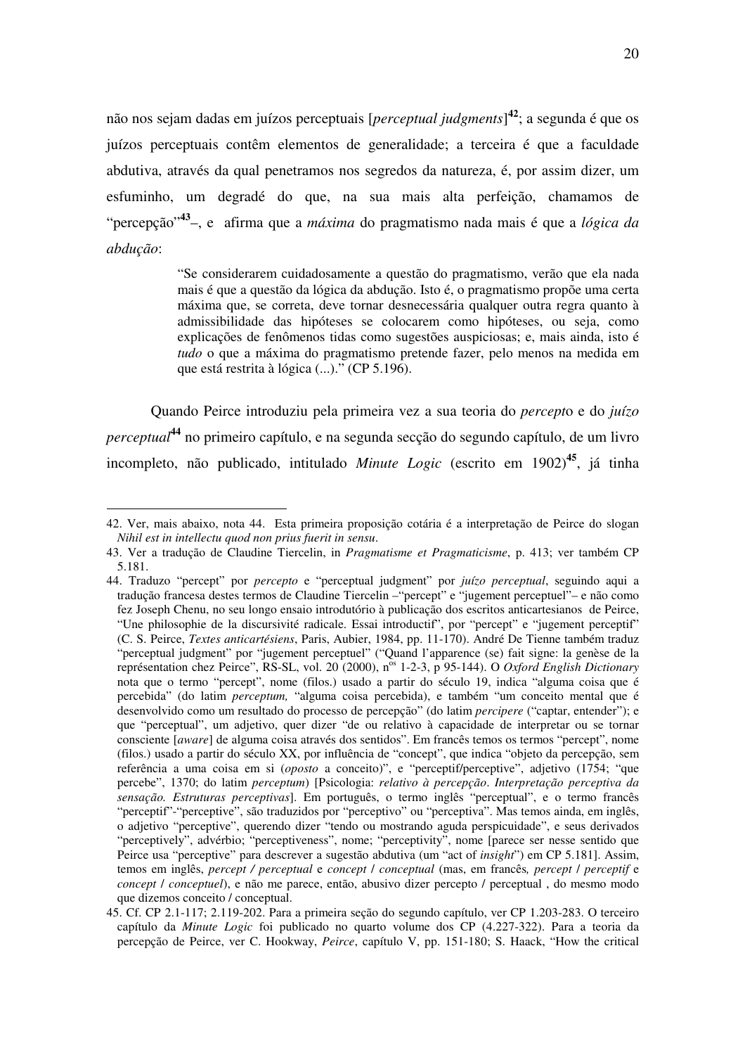não nos sejam dadas em juízos perceptuais [*perceptual judgments*][42]; a segunda é que os juízos perceptuais contêm elementos de generalidade; a terceira é que a faculdade abdutiva, através da qual penetramos nos segredos da natureza, é, por assim dizer, um esfuminho, um degradé do que, na sua mais alta perfeição, chamamos de "percepção"[43]–, e afirma que a *máxima* do pragmatismo nada mais é que a *lógica da abdução*:

> "Se considerarem cuidadosamente a questão do pragmatismo, verão que ela nada mais é que a questão da lógica da abdução. Isto é, o pragmatismo propõe uma certa máxima que, se correta, deve tornar desnecessária qualquer outra regra quanto à admissibilidade das hipóteses se colocarem como hipóteses, ou seja, como explicações de fenômenos tidas como sugestões auspiciosas; e, mais ainda, isto é *tudo* o que a máxima do pragmatismo pretende fazer, pelo menos na medida em que está restrita à lógica (...)." (CP 5.196).

Quando Peirce introduziu pela primeira vez a sua teoria do *percept*o e do *juízo perceptual*[44] no primeiro capítulo, e na segunda secção do segundo capítulo, de um livro incompleto, não publicado, intitulado *Minute Logic* (escrito em 1902)[45], já tinha

---

42. Ver, mais abaixo, nota 44. Esta primeira proposição cotária é a interpretação de Peirce do slogan *Nihil est in intellectu quod non prius fuerit in sensu*.

43. Ver a tradução de Claudine Tiercelin, in *Pragmatisme et Pragmaticisme*, p. 413; ver também CP 5.181.

44. Traduzo "percept" por *percepto* e "perceptual judgment" por *juízo perceptual*, seguindo aqui a tradução francesa destes termos de Claudine Tiercelin –"percept" e "jugement perceptuel"– e não como fez Joseph Chenu, no seu longo ensaio introdutório à publicação dos escritos anticartesianos de Peirce, "Une philosophie de la discursivité radicale. Essai introductif", por "percept" e "jugement perceptif" (C. S. Peirce, *Textes anticartésiens*, Paris, Aubier, 1984, pp. 11-170). André De Tienne também traduz "perceptual judgment" por "jugement perceptuel" ("Quand l'apparence (se) fait signe: la genèse de la représentation chez Peirce", RS-SL, vol. 20 (2000), n[os] 1-2-3, p 95-144). O *Oxford English Dictionary* nota que o termo "percept", nome (filos.) usado a partir do século 19, indica "alguma coisa que é percebida" (do latim *perceptum,* "alguma coisa percebida), e também "um conceito mental que é desenvolvido como um resultado do processo de percepção" (do latim *percipere* ("captar, entender"); e que "perceptual", um adjetivo, quer dizer "de ou relativo à capacidade de interpretar ou se tornar consciente [*aware*] de alguma coisa através dos sentidos". Em francês temos os termos "percept", nome (filos.) usado a partir do século XX, por influência de "concept", que indica "objeto da percepção, sem referência a uma coisa em si (*oposto* a conceito)", e "perceptif/perceptive", adjetivo (1754; "que percebe", 1370; do latim *perceptum*) [Psicologia: *relativo à percepção*. *Interpretação perceptiva da sensação. Estruturas perceptivas*]. Em português, o termo inglês "perceptual", e o termo francês "perceptif"-"perceptive", são traduzidos por "perceptivo" ou "perceptiva". Mas temos ainda, em inglês, o adjetivo "perceptive", querendo dizer "tendo ou mostrando aguda perspicuidade", e seus derivados "perceptively", advérbio; "perceptiveness", nome; "perceptivity", nome [parece ser nesse sentido que Peirce usa "perceptive" para descrever a sugestão abdutiva (um "act of *insight*") em CP 5.181]. Assim, temos em inglês, *percept / perceptual* e *concept / conceptual* (mas, em francês*, percept / perceptif* e *concept / conceptuel*), e não me parece, então, abusivo dizer percepto / perceptual , do mesmo modo que dizemos conceito / conceptual.

45. Cf. CP 2.1-117; 2.119-202. Para a primeira seção do segundo capítulo, ver CP 1.203-283. O terceiro capítulo da *Minute Logic* foi publicado no quarto volume dos CP (4.227-322). Para a teoria da percepção de Peirce, ver C. Hookway, *Peirce*, capítulo V, pp. 151-180; S. Haack, "How the critical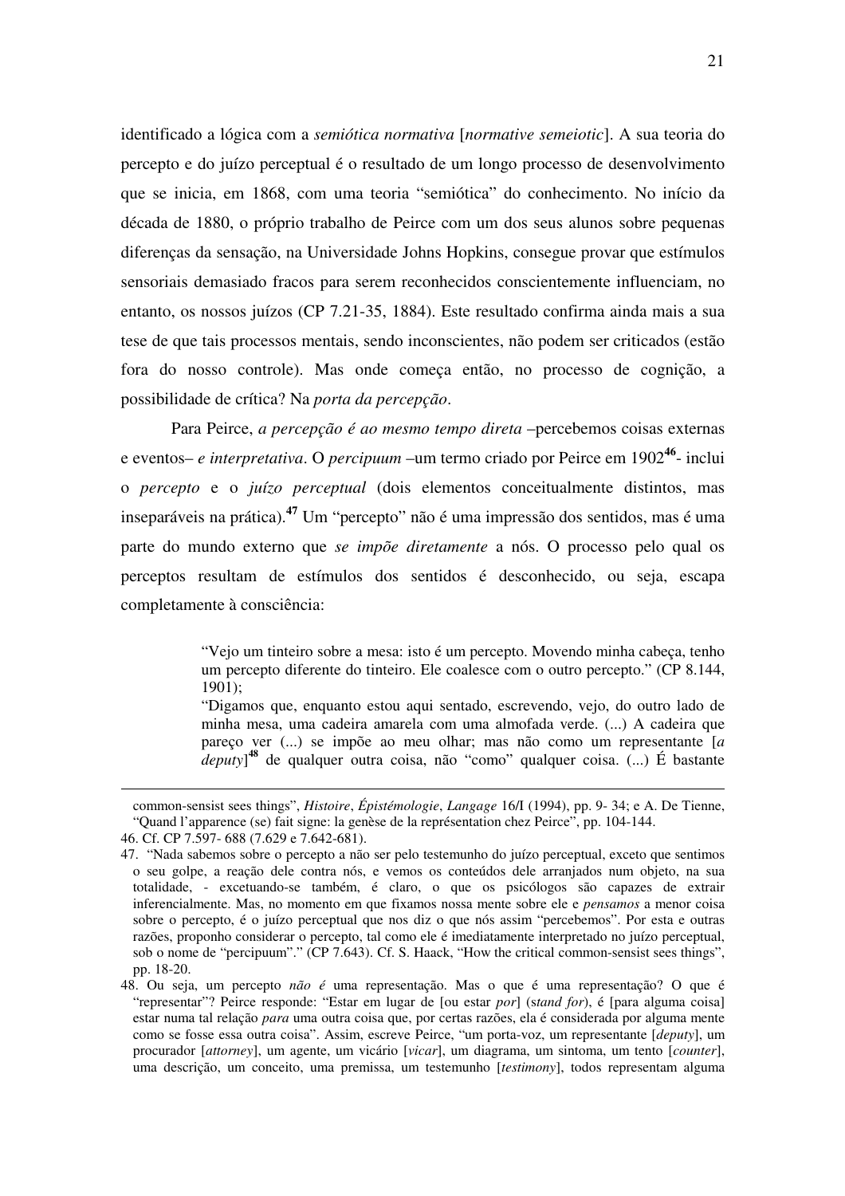identificado a lógica com a *semiótica normativa* [*normative semeiotic*]. A sua teoria do percepto e do juízo perceptual é o resultado de um longo processo de desenvolvimento que se inicia, em 1868, com uma teoria "semiótica" do conhecimento. No início da década de 1880, o próprio trabalho de Peirce com um dos seus alunos sobre pequenas diferenças da sensação, na Universidade Johns Hopkins, consegue provar que estímulos sensoriais demasiado fracos para serem reconhecidos conscientemente influenciam, no entanto, os nossos juízos (CP 7.21-35, 1884). Este resultado confirma ainda mais a sua tese de que tais processos mentais, sendo inconscientes, não podem ser criticados (estão fora do nosso controle). Mas onde começa então, no processo de cognição, a possibilidade de crítica? Na *porta da percepção*.

Para Peirce, *a percepção é ao mesmo tempo direta* –percebemos coisas externas e eventos– *e interpretativa*. O *percipuum* –um termo criado por Peirce em 1902**[46]**- inclui o *percepto* e o *juízo perceptual* (dois elementos conceitualmente distintos, mas inseparáveis na prática).**[47]** Um "percepto" não é uma impressão dos sentidos, mas é uma parte do mundo externo que *se impõe diretamente* a nós. O processo pelo qual os perceptos resultam de estímulos dos sentidos é desconhecido, ou seja, escapa completamente à consciência:

> "Vejo um tinteiro sobre a mesa: isto é um percepto. Movendo minha cabeça, tenho um percepto diferente do tinteiro. Ele coalesce com o outro percepto." (CP 8.144, 1901);
>
> "Digamos que, enquanto estou aqui sentado, escrevendo, vejo, do outro lado de minha mesa, uma cadeira amarela com uma almofada verde. (...) A cadeira que pareço ver (...) se impõe ao meu olhar; mas não como um representante [*a deputy*]**[48]** de qualquer outra coisa, não "como" qualquer coisa. (...) É bastante

---

common-sensist sees things", *Histoire*, *Épistémologie*, *Langage* 16/I (1994), pp. 9- 34; e A. De Tienne, "Quand l'apparence (se) fait signe: la genèse de la représentation chez Peirce", pp. 104-144.

46. Cf. CP 7.597- 688 (7.629 e 7.642-681).

47. "Nada sabemos sobre o percepto a não ser pelo testemunho do juízo perceptual, exceto que sentimos o seu golpe, a reação dele contra nós, e vemos os conteúdos dele arranjados num objeto, na sua totalidade, - excetuando-se também, é claro, o que os psicólogos são capazes de extrair inferencialmente. Mas, no momento em que fixamos nossa mente sobre ele e *pensamos* a menor coisa sobre o percepto, é o juízo perceptual que nos diz o que nós assim "percebemos". Por esta e outras razões, proponho considerar o percepto, tal como ele é imediatamente interpretado no juízo perceptual, sob o nome de "percipuum"." (CP 7.643). Cf. S. Haack, "How the critical common-sensist sees things", pp. 18-20.

48. Ou seja, um percepto *não é* uma representação. Mas o que é uma representação? O que é "representar"? Peirce responde: "Estar em lugar de [ou estar *por*] (*stand for*), é [para alguma coisa] estar numa tal relação *para* uma outra coisa que, por certas razões, ela é considerada por alguma mente como se fosse essa outra coisa". Assim, escreve Peirce, "um porta-voz, um representante [*deputy*], um procurador [*attorney*], um agente, um vicário [*vicar*], um diagrama, um sintoma, um tento [*counter*], uma descrição, um conceito, uma premissa, um testemunho [*testimony*], todos representam alguma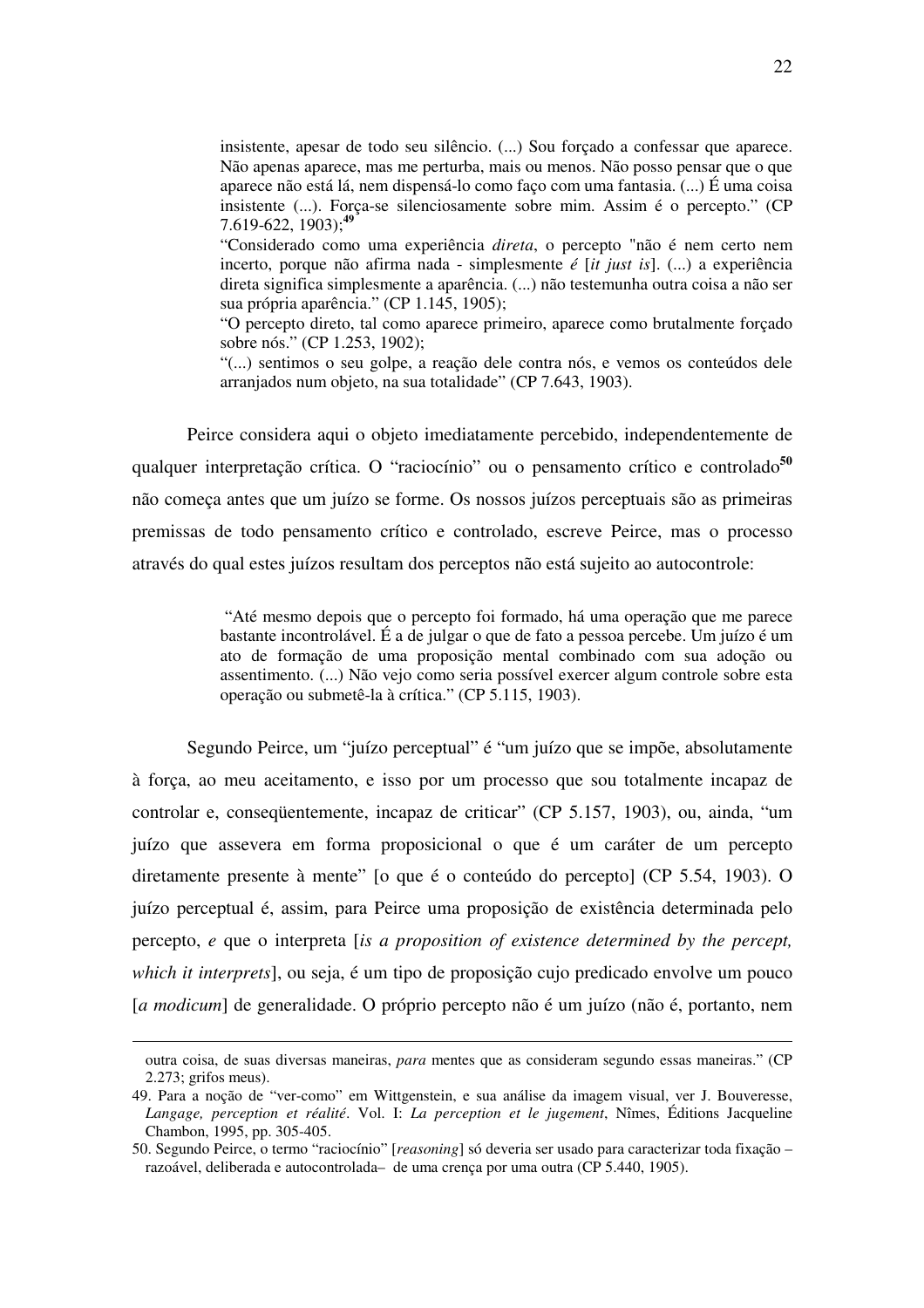> insistente, apesar de todo seu silêncio. (...) Sou forçado a confessar que aparece. Não apenas aparece, mas me perturba, mais ou menos. Não posso pensar que o que aparece não está lá, nem dispensá-lo como faço com uma fantasia. (...) É uma coisa insistente (...). Força-se silenciosamente sobre mim. Assim é o percepto." (CP 7.619-622, 1903);[49]
>
> "Considerado como uma experiência *direta*, o percepto "não é nem certo nem incerto, porque não afirma nada - simplesmente *é* [*it just is*]. (...) a experiência direta significa simplesmente a aparência. (...) não testemunha outra coisa a não ser sua própria aparência." (CP 1.145, 1905);
>
> "O percepto direto, tal como aparece primeiro, aparece como brutalmente forçado sobre nós." (CP 1.253, 1902);
>
> "(...) sentimos o seu golpe, a reação dele contra nós, e vemos os conteúdos dele arranjados num objeto, na sua totalidade" (CP 7.643, 1903).

Peirce considera aqui o objeto imediatamente percebido, independentemente de qualquer interpretação crítica. O "raciocínio" ou o pensamento crítico e controlado[50] não começa antes que um juízo se forme. Os nossos juízos perceptuais são as primeiras premissas de todo pensamento crítico e controlado, escreve Peirce, mas o processo através do qual estes juízos resultam dos perceptos não está sujeito ao autocontrole:

> "Até mesmo depois que o percepto foi formado, há uma operação que me parece bastante incontrolável. É a de julgar o que de fato a pessoa percebe. Um juízo é um ato de formação de uma proposição mental combinado com sua adoção ou assentimento. (...) Não vejo como seria possível exercer algum controle sobre esta operação ou submetê-la à crítica." (CP 5.115, 1903).

Segundo Peirce, um "juízo perceptual" é "um juízo que se impõe, absolutamente à força, ao meu aceitamento, e isso por um processo que sou totalmente incapaz de controlar e, conseqüentemente, incapaz de criticar" (CP 5.157, 1903), ou, ainda, "um juízo que assevera em forma proposicional o que é um caráter de um percepto diretamente presente à mente" [o que é o conteúdo do percepto] (CP 5.54, 1903). O juízo perceptual é, assim, para Peirce uma proposição de existência determinada pelo percepto, *e* que o interpreta [*is a proposition of existence determined by the percept, which it interprets*], ou seja, é um tipo de proposição cujo predicado envolve um pouco [*a modicum*] de generalidade. O próprio percepto não é um juízo (não é, portanto, nem

---

outra coisa, de suas diversas maneiras, *para* mentes que as consideram segundo essas maneiras." (CP 2.273; grifos meus).

49. Para a noção de "ver-como" em Wittgenstein, e sua análise da imagem visual, ver J. Bouveresse, *Langage, perception et réalité*. Vol. I: *La perception et le jugement*, Nîmes, Éditions Jacqueline Chambon, 1995, pp. 305-405.

50. Segundo Peirce, o termo "raciocínio" [*reasoning*] só deveria ser usado para caracterizar toda fixação – razoável, deliberada e autocontrolada– de uma crença por uma outra (CP 5.440, 1905).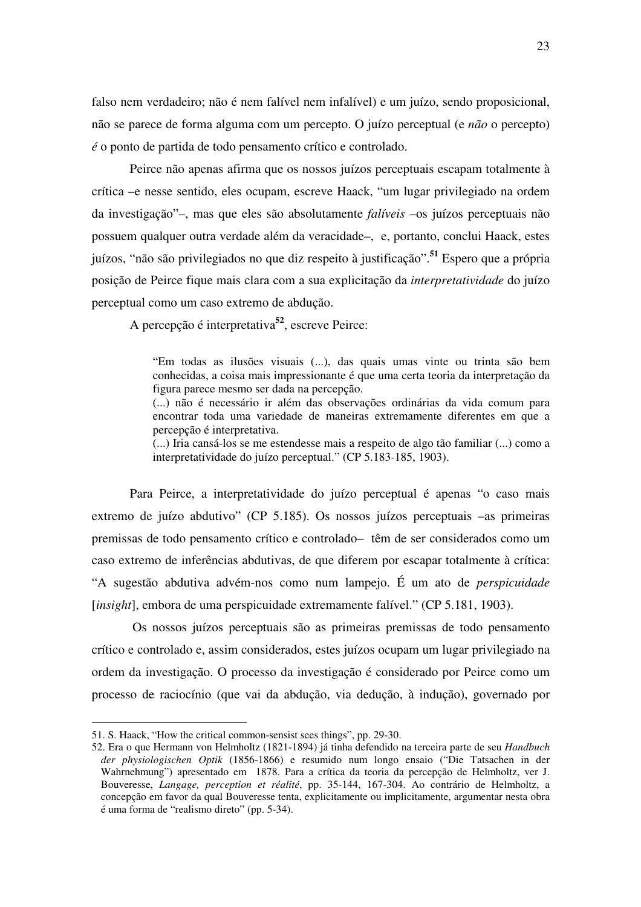falso nem verdadeiro; não é nem falível nem infalível) e um juízo, sendo proposicional, não se parece de forma alguma com um percepto. O juízo perceptual (e *não* o percepto) *é* o ponto de partida de todo pensamento crítico e controlado.

Peirce não apenas afirma que os nossos juízos perceptuais escapam totalmente à crítica –e nesse sentido, eles ocupam, escreve Haack, "um lugar privilegiado na ordem da investigação"–, mas que eles são absolutamente *falíveis* –os juízos perceptuais não possuem qualquer outra verdade além da veracidade–, e, portanto, conclui Haack, estes juízos, "não são privilegiados no que diz respeito à justificação".**[51]** Espero que a própria posição de Peirce fique mais clara com a sua explicitação da *interpretatividade* do juízo perceptual como um caso extremo de abdução.

A percepção é interpretativa**[52]**, escreve Peirce:

> "Em todas as ilusões visuais (...), das quais umas vinte ou trinta são bem conhecidas, a coisa mais impressionante é que uma certa teoria da interpretação da figura parece mesmo ser dada na percepção.
> (...) não é necessário ir além das observações ordinárias da vida comum para encontrar toda uma variedade de maneiras extremamente diferentes em que a percepção é interpretativa.
> (...) Iria cansá-los se me estendesse mais a respeito de algo tão familiar (...) como a interpretatividade do juízo perceptual." (CP 5.183-185, 1903).

Para Peirce, a interpretatividade do juízo perceptual é apenas "o caso mais extremo de juízo abdutivo" (CP 5.185). Os nossos juízos perceptuais –as primeiras premissas de todo pensamento crítico e controlado– têm de ser considerados como um caso extremo de inferências abdutivas, de que diferem por escapar totalmente à crítica: "A sugestão abdutiva advém-nos como num lampejo. É um ato de *perspicuidade* [*insight*], embora de uma perspicuidade extremamente falível." (CP 5.181, 1903).

Os nossos juízos perceptuais são as primeiras premissas de todo pensamento crítico e controlado e, assim considerados, estes juízos ocupam um lugar privilegiado na ordem da investigação. O processo da investigação é considerado por Peirce como um processo de raciocínio (que vai da abdução, via dedução, à indução), governado por

---

51. S. Haack, "How the critical common-sensist sees things", pp. 29-30.

52. Era o que Hermann von Helmholtz (1821-1894) já tinha defendido na terceira parte de seu *Handbuch der physiologischen Optik* (1856-1866) e resumido num longo ensaio ("Die Tatsachen in der Wahrnehmung") apresentado em 1878. Para a crítica da teoria da percepção de Helmholtz, ver J. Bouveresse, *Langage, perception et réalité*, pp. 35-144, 167-304. Ao contrário de Helmholtz, a concepção em favor da qual Bouveresse tenta, explicitamente ou implicitamente, argumentar nesta obra é uma forma de "realismo direto" (pp. 5-34).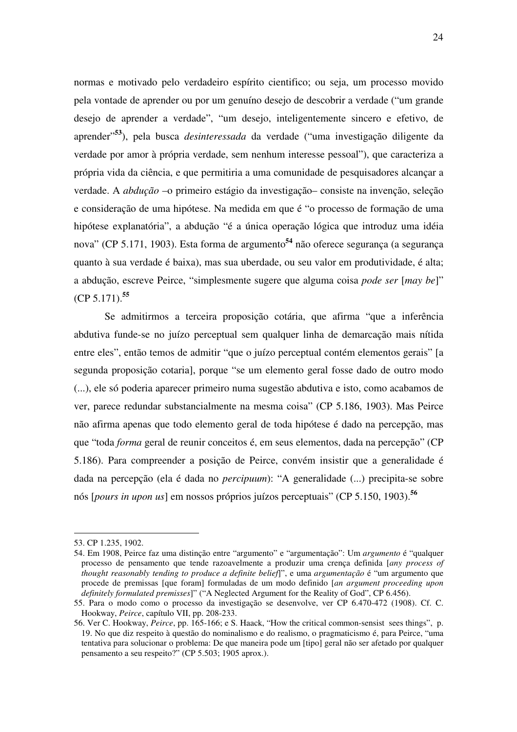normas e motivado pelo verdadeiro espírito cientifico; ou seja, um processo movido pela vontade de aprender ou por um genuíno desejo de descobrir a verdade ("um grande desejo de aprender a verdade", "um desejo, inteligentemente sincero e efetivo, de aprender"[53]), pela busca *desinteressada* da verdade ("uma investigação diligente da verdade por amor à própria verdade, sem nenhum interesse pessoal"), que caracteriza a própria vida da ciência, e que permitiria a uma comunidade de pesquisadores alcançar a verdade. A *abdução* –o primeiro estágio da investigação– consiste na invenção, seleção e consideração de uma hipótese. Na medida em que é "o processo de formação de uma hipótese explanatória", a abdução "é a única operação lógica que introduz uma idéia nova" (CP 5.171, 1903). Esta forma de argumento[54] não oferece segurança (a segurança quanto à sua verdade é baixa), mas sua uberdade, ou seu valor em produtividade, é alta; a abdução, escreve Peirce, "simplesmente sugere que alguma coisa *pode ser* [*may be*]" (CP 5.171).[55]

Se admitirmos a terceira proposição cotária, que afirma "que a inferência abdutiva funde-se no juízo perceptual sem qualquer linha de demarcação mais nítida entre eles", então temos de admitir "que o juízo perceptual contém elementos gerais" [a segunda proposição cotaria], porque "se um elemento geral fosse dado de outro modo (...), ele só poderia aparecer primeiro numa sugestão abdutiva e isto, como acabamos de ver, parece redundar substancialmente na mesma coisa" (CP 5.186, 1903). Mas Peirce não afirma apenas que todo elemento geral de toda hipótese é dado na percepção, mas que "toda *forma* geral de reunir conceitos é, em seus elementos, dada na percepção" (CP 5.186). Para compreender a posição de Peirce, convém insistir que a generalidade é dada na percepção (ela é dada no *percipuum*): "A generalidade (...) precipita-se sobre nós [*pours in upon us*] em nossos próprios juízos perceptuais" (CP 5.150, 1903).[56]

---

53. CP 1.235, 1902.

54. Em 1908, Peirce faz uma distinção entre "argumento" e "argumentação": Um *argumento* é "qualquer processo de pensamento que tende razoavelmente a produzir uma crença definida [*any process of thought reasonably tending to produce a definite belief*]", e uma *argumentação* é "um argumento que procede de premissas [que foram] formuladas de um modo definido [*an argument proceeding upon definitely formulated premisses*]" ("A Neglected Argument for the Reality of God", CP 6.456).

55. Para o modo como o processo da investigação se desenvolve, ver CP 6.470-472 (1908). Cf. C. Hookway, *Peirce*, capítulo VII, pp. 208-233.

56. Ver C. Hookway, *Peirce*, pp. 165-166; e S. Haack, "How the critical common-sensist sees things", p. 19. No que diz respeito à questão do nominalismo e do realismo, o pragmaticismo é, para Peirce, "uma tentativa para solucionar o problema: De que maneira pode um [tipo] geral não ser afetado por qualquer pensamento a seu respeito?" (CP 5.503; 1905 aprox.).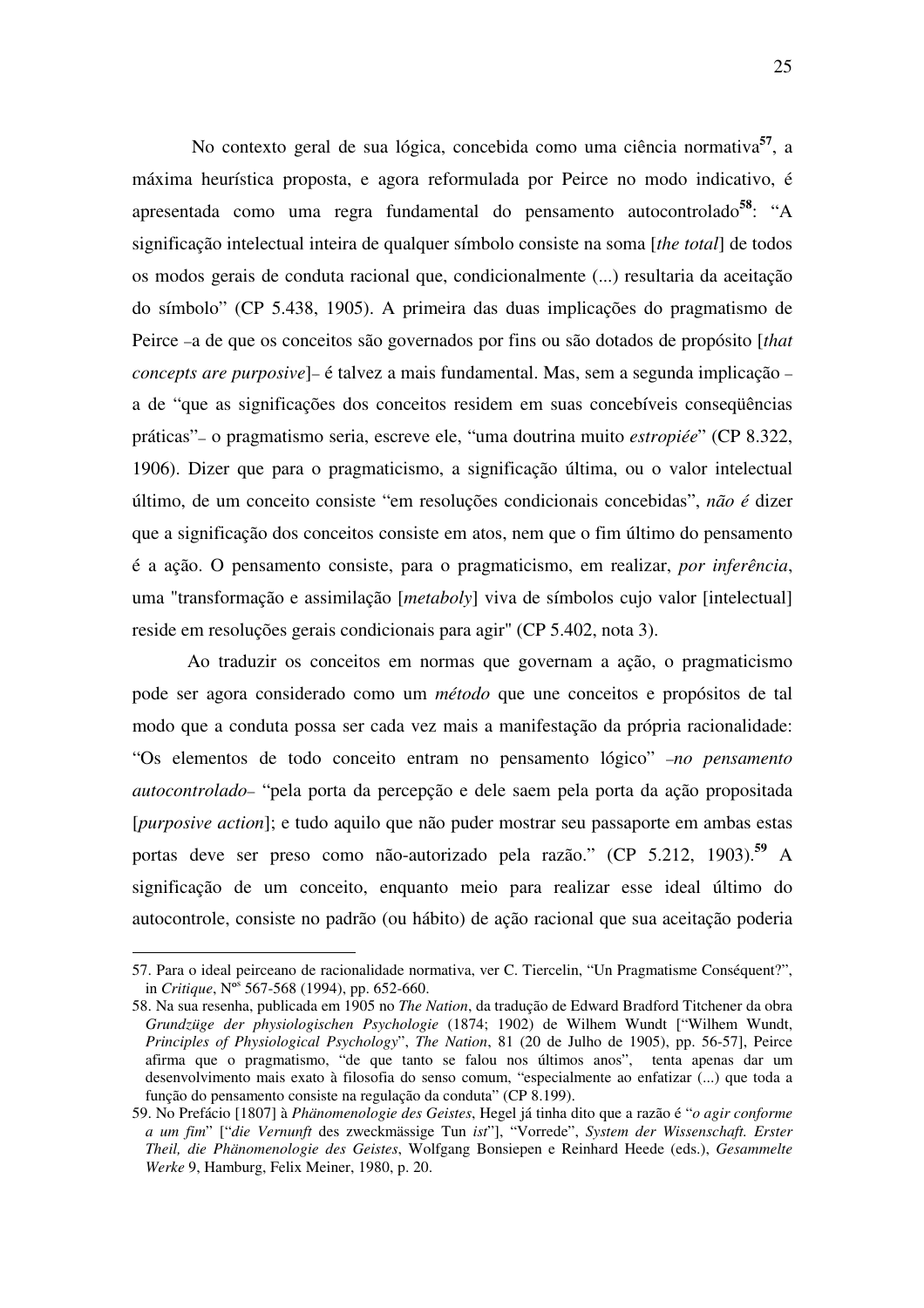No contexto geral de sua lógica, concebida como uma ciência normativa[57], a máxima heurística proposta, e agora reformulada por Peirce no modo indicativo, é apresentada como uma regra fundamental do pensamento autocontrolado[58]: "A significação intelectual inteira de qualquer símbolo consiste na soma [*the total*] de todos os modos gerais de conduta racional que, condicionalmente (...) resultaria da aceitação do símbolo" (CP 5.438, 1905). A primeira das duas implicações do pragmatismo de Peirce –a de que os conceitos são governados por fins ou são dotados de propósito [*that concepts are purposive*]– é talvez a mais fundamental. Mas, sem a segunda implicação – a de "que as significações dos conceitos residem em suas concebíveis conseqüências práticas"– o pragmatismo seria, escreve ele, "uma doutrina muito *estropiée*" (CP 8.322, 1906). Dizer que para o pragmaticismo, a significação última, ou o valor intelectual último, de um conceito consiste "em resoluções condicionais concebidas", *não é* dizer que a significação dos conceitos consiste em atos, nem que o fim último do pensamento é a ação. O pensamento consiste, para o pragmaticismo, em realizar, *por inferência*, uma "transformação e assimilação [*metaboly*] viva de símbolos cujo valor [intelectual] reside em resoluções gerais condicionais para agir" (CP 5.402, nota 3).

Ao traduzir os conceitos em normas que governam a ação, o pragmaticismo pode ser agora considerado como um *método* que une conceitos e propósitos de tal modo que a conduta possa ser cada vez mais a manifestação da própria racionalidade: "Os elementos de todo conceito entram no pensamento lógico" –*no pensamento autocontrolado*– "pela porta da percepção e dele saem pela porta da ação propositada [*purposive action*]; e tudo aquilo que não puder mostrar seu passaporte em ambas estas portas deve ser preso como não-autorizado pela razão." (CP 5.212, 1903).[59] A significação de um conceito, enquanto meio para realizar esse ideal último do autocontrole, consiste no padrão (ou hábito) de ação racional que sua aceitação poderia

---

57. Para o ideal peirceano de racionalidade normativa, ver C. Tiercelin, "Un Pragmatisme Conséquent?", in *Critique*, N[os] 567-568 (1994), pp. 652-660.

58. Na sua resenha, publicada em 1905 no *The Nation*, da tradução de Edward Bradford Titchener da obra *Grundzüge der physiologischen Psychologie* (1874; 1902) de Wilhem Wundt ["Wilhem Wundt, *Principles of Physiological Psychology*", *The Nation*, 81 (20 de Julho de 1905), pp. 56-57], Peirce afirma que o pragmatismo, "de que tanto se falou nos últimos anos", tenta apenas dar um desenvolvimento mais exato à filosofia do senso comum, "especialmente ao enfatizar (...) que toda a função do pensamento consiste na regulação da conduta" (CP 8.199).

59. No Prefácio [1807] à *Phänomenologie des Geistes*, Hegel já tinha dito que a razão é "*o agir conforme a um fim*" ["*die Vernunft* des zweckmässige Tun *ist*"], "Vorrede", *System der Wissenschaft. Erster Theil, die Phänomenologie des Geistes*, Wolfgang Bonsiepen e Reinhard Heede (eds.), *Gesammelte Werke* 9, Hamburg, Felix Meiner, 1980, p. 20.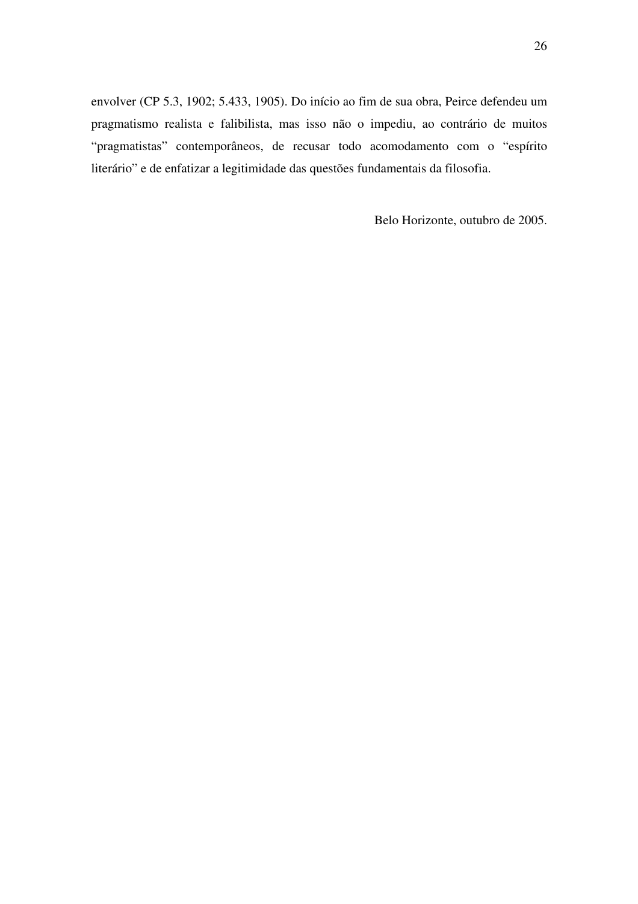envolver (CP 5.3, 1902; 5.433, 1905). Do início ao fim de sua obra, Peirce defendeu um pragmatismo realista e falibilista, mas isso não o impediu, ao contrário de muitos "pragmatistas" contemporâneos, de recusar todo acomodamento com o "espírito literário" e de enfatizar a legitimidade das questões fundamentais da filosofia.

Belo Horizonte, outubro de 2005.